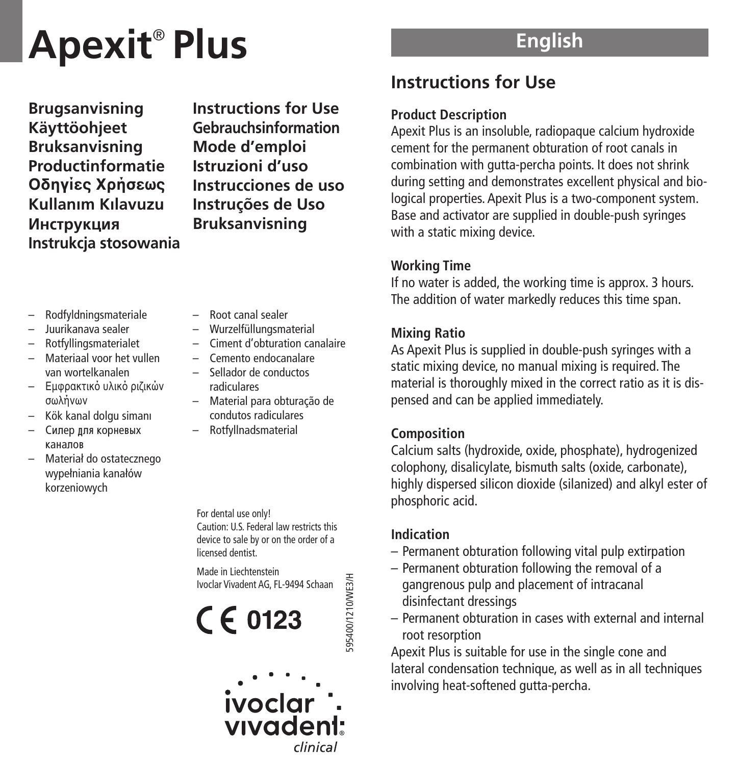# Apexit® Plus

**Brugsanvisning**
**Käyttöohjeet**
**Bruksanvisning**
**Productinformatie**
**Οδηγίες Χρήσεως**
**Kullanım Kılavuzu**
**Инструкция**
**Instrukcja stosowania**

**Instructions for Use**
**Gebrauchsinformation**
**Mode d'emploi**
**Istruzioni d'uso**
**Instrucciones de uso**
**Instruções de Uso**
**Bruksanvisning**

– Rodfyldningsmateriale
– Juurikanava sealer
– Rotfyllingsmaterialet
– Materiaal voor het vullen van wortelkanalen
– Εμφρακτικό υλικό ριζικών σωλήνων
– Kök kanal dolgu simanı
– Силер для корневых каналов
– Materiał do ostatecznego wypełniania kanałów korzeniowych

– Root canal sealer
– Wurzelfüllungsmaterial
– Ciment d'obturation canalaire
– Cemento endocanalare
– Sellador de conductos radiculares
– Material para obturação de condutos radiculares
– Rotfyllnadsmaterial

For dental use only!
Caution: U.S. Federal law restricts this device to sale by or on the order of a licensed dentist.

Made in Liechtenstein
Ivoclar Vivadent AG, FL-9494 Schaan

CE 0123

595400/1210/WE3/H

ivoclar vivadent clinical

## English

## Instructions for Use

### Product Description

Apexit Plus is an insoluble, radiopaque calcium hydroxide cement for the permanent obturation of root canals in combination with gutta-percha points. It does not shrink during setting and demonstrates excellent physical and biological properties. Apexit Plus is a two-component system. Base and activator are supplied in double-push syringes with a static mixing device.

### Working Time

If no water is added, the working time is approx. 3 hours. The addition of water markedly reduces this time span.

### Mixing Ratio

As Apexit Plus is supplied in double-push syringes with a static mixing device, no manual mixing is required. The material is thoroughly mixed in the correct ratio as it is dispensed and can be applied immediately.

### Composition

Calcium salts (hydroxide, oxide, phosphate), hydrogenized colophony, disalicylate, bismuth salts (oxide, carbonate), highly dispersed silicon dioxide (silanized) and alkyl ester of phosphoric acid.

### Indication

– Permanent obturation following vital pulp extirpation
– Permanent obturation following the removal of a gangrenous pulp and placement of intracanal disinfectant dressings
– Permanent obturation in cases with external and internal root resorption

Apexit Plus is suitable for use in the single cone and lateral condensation technique, as well as in all techniques involving heat-softened gutta-percha.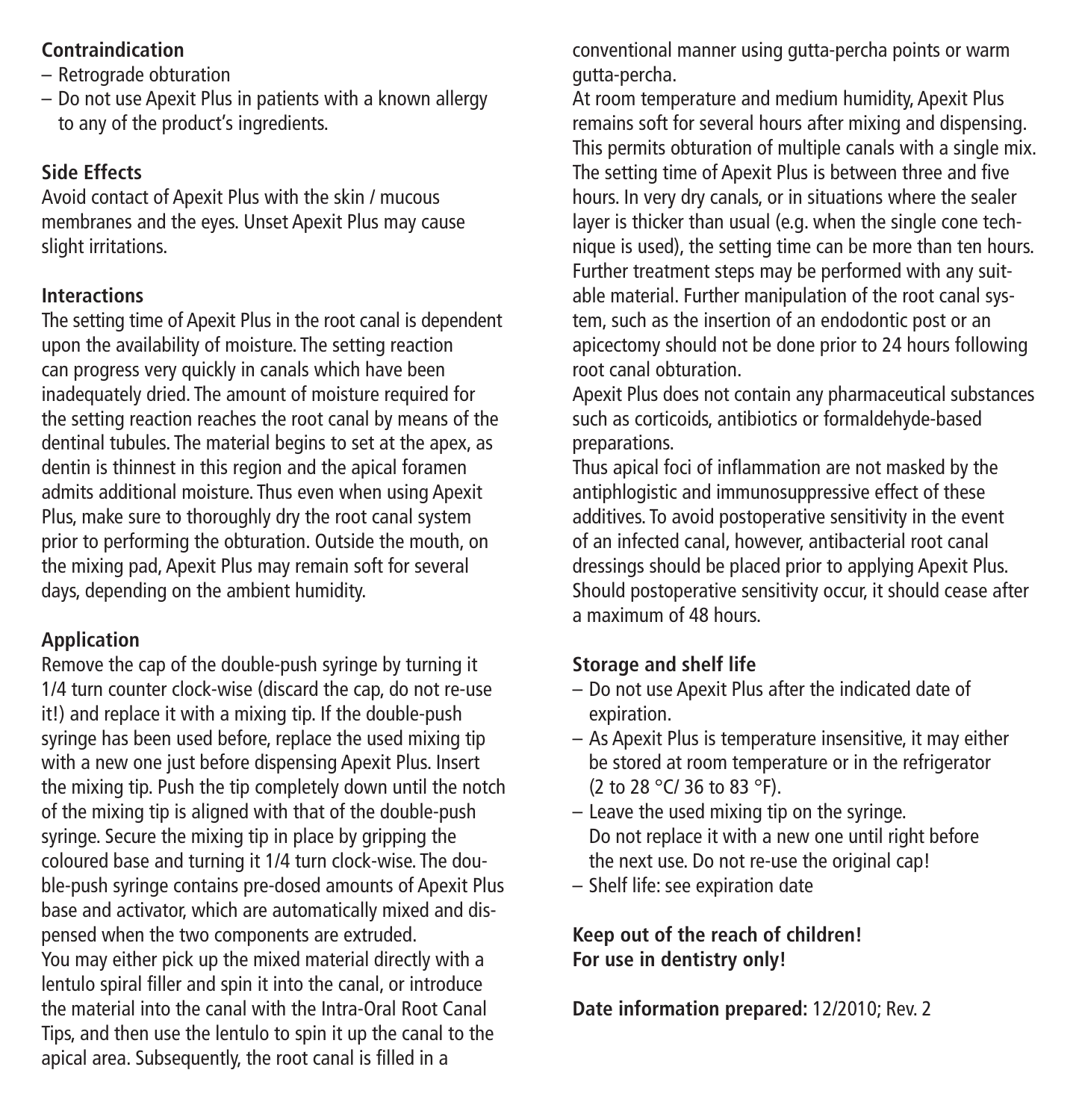**Contraindication**

- Retrograde obturation
- Do not use Apexit Plus in patients with a known allergy to any of the product's ingredients.

**Side Effects**

Avoid contact of Apexit Plus with the skin / mucous membranes and the eyes. Unset Apexit Plus may cause slight irritations.

**Interactions**

The setting time of Apexit Plus in the root canal is dependent upon the availability of moisture. The setting reaction can progress very quickly in canals which have been inadequately dried. The amount of moisture required for the setting reaction reaches the root canal by means of the dentinal tubules. The material begins to set at the apex, as dentin is thinnest in this region and the apical foramen admits additional moisture. Thus even when using Apexit Plus, make sure to thoroughly dry the root canal system prior to performing the obturation. Outside the mouth, on the mixing pad, Apexit Plus may remain soft for several days, depending on the ambient humidity.

**Application**

Remove the cap of the double-push syringe by turning it 1/4 turn counter clock-wise (discard the cap, do not re-use it!) and replace it with a mixing tip. If the double-push syringe has been used before, replace the used mixing tip with a new one just before dispensing Apexit Plus. Insert the mixing tip. Push the tip completely down until the notch of the mixing tip is aligned with that of the double-push syringe. Secure the mixing tip in place by gripping the coloured base and turning it 1/4 turn clock-wise. The double-push syringe contains pre-dosed amounts of Apexit Plus base and activator, which are automatically mixed and dispensed when the two components are extruded.
You may either pick up the mixed material directly with a lentulo spiral filler and spin it into the canal, or introduce the material into the canal with the Intra-Oral Root Canal Tips, and then use the lentulo to spin it up the canal to the apical area. Subsequently, the root canal is filled in a conventional manner using gutta-percha points or warm gutta-percha.
At room temperature and medium humidity, Apexit Plus remains soft for several hours after mixing and dispensing. This permits obturation of multiple canals with a single mix. The setting time of Apexit Plus is between three and five hours. In very dry canals, or in situations where the sealer layer is thicker than usual (e.g. when the single cone technique is used), the setting time can be more than ten hours. Further treatment steps may be performed with any suitable material. Further manipulation of the root canal system, such as the insertion of an endodontic post or an apicectomy should not be done prior to 24 hours following root canal obturation.
Apexit Plus does not contain any pharmaceutical substances such as corticoids, antibiotics or formaldehyde-based preparations.
Thus apical foci of inflammation are not masked by the antiphlogistic and immunosuppressive effect of these additives. To avoid postoperative sensitivity in the event of an infected canal, however, antibacterial root canal dressings should be placed prior to applying Apexit Plus. Should postoperative sensitivity occur, it should cease after a maximum of 48 hours.

**Storage and shelf life**

- Do not use Apexit Plus after the indicated date of expiration.
- As Apexit Plus is temperature insensitive, it may either be stored at room temperature or in the refrigerator (2 to 28 °C/ 36 to 83 °F).
- Leave the used mixing tip on the syringe. Do not replace it with a new one until right before the next use. Do not re-use the original cap!
- Shelf life: see expiration date

**Keep out of the reach of children!**
**For use in dentistry only!**

**Date information prepared:** 12/2010; Rev. 2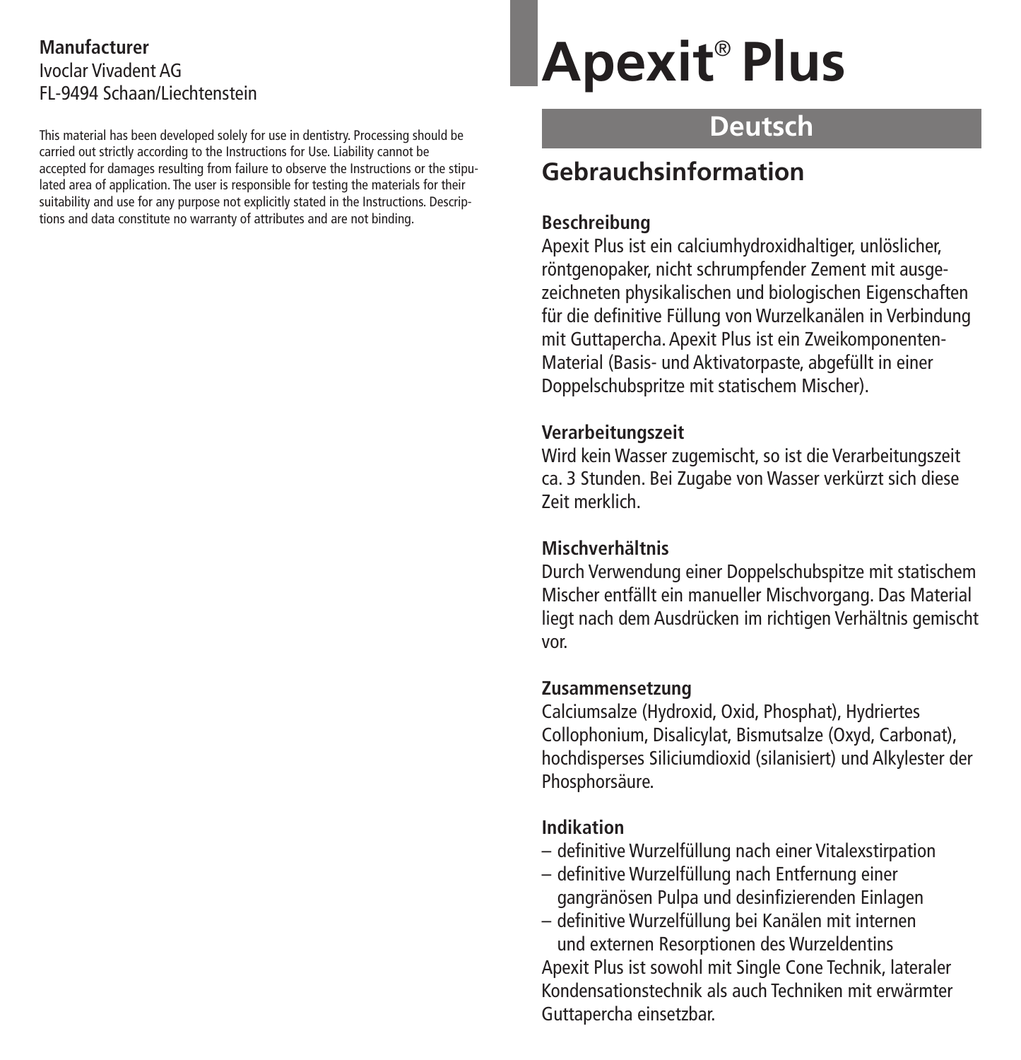**Manufacturer**
Ivoclar Vivadent AG
FL-9494 Schaan/Liechtenstein

This material has been developed solely for use in dentistry. Processing should be carried out strictly according to the Instructions for Use. Liability cannot be accepted for damages resulting from failure to observe the Instructions or the stipulated area of application. The user is responsible for testing the materials for their suitability and use for any purpose not explicitly stated in the Instructions. Descriptions and data constitute no warranty of attributes and are not binding.

# Apexit® Plus

## Deutsch

## Gebrauchsinformation

**Beschreibung**
Apexit Plus ist ein calciumhydroxidhaltiger, unlöslicher, röntgenopaker, nicht schrumpfender Zement mit ausgezeichneten physikalischen und biologischen Eigenschaften für die definitive Füllung von Wurzelkanälen in Verbindung mit Guttapercha. Apexit Plus ist ein Zweikomponenten-Material (Basis- und Aktivatorpaste, abgefüllt in einer Doppelschubspritze mit statischem Mischer).

**Verarbeitungszeit**
Wird kein Wasser zugemischt, so ist die Verarbeitungszeit ca. 3 Stunden. Bei Zugabe von Wasser verkürzt sich diese Zeit merklich.

**Mischverhältnis**
Durch Verwendung einer Doppelschubspitze mit statischem Mischer entfällt ein manueller Mischvorgang. Das Material liegt nach dem Ausdrücken im richtigen Verhältnis gemischt vor.

**Zusammensetzung**
Calciumsalze (Hydroxid, Oxid, Phosphat), Hydriertes Collophonium, Disalicylat, Bismutsalze (Oxyd, Carbonat), hochdisperses Siliciumdioxid (silanisiert) und Alkylester der Phosphorsäure.

**Indikation**
- definitive Wurzelfüllung nach einer Vitalexstirpation
- definitive Wurzelfüllung nach Entfernung einer gangränösen Pulpa und desinfizierenden Einlagen
- definitive Wurzelfüllung bei Kanälen mit internen und externen Resorptionen des Wurzeldentins

Apexit Plus ist sowohl mit Single Cone Technik, lateraler Kondensationstechnik als auch Techniken mit erwärmter Guttapercha einsetzbar.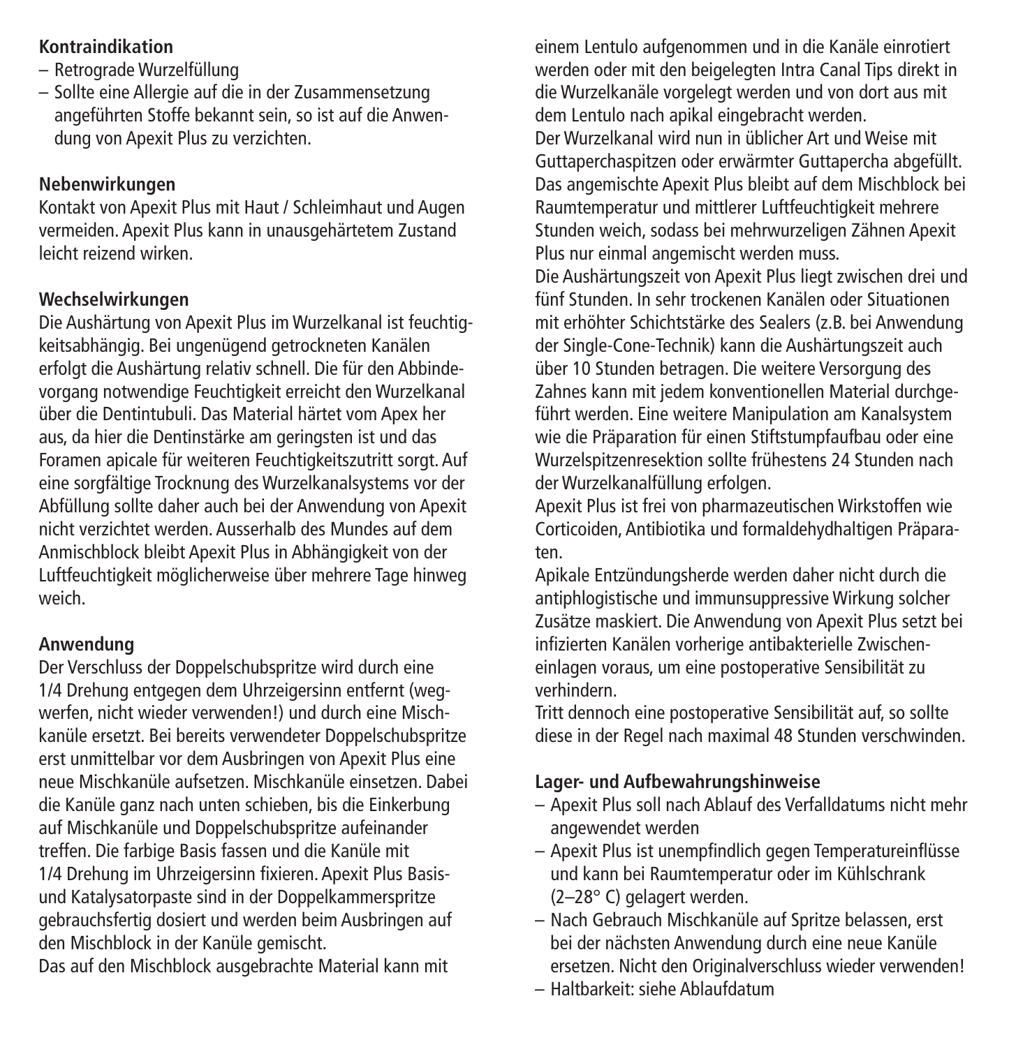**Kontraindikation**

- Retrograde Wurzelfüllung
- Sollte eine Allergie auf die in der Zusammensetzung angeführten Stoffe bekannt sein, so ist auf die Anwendung von Apexit Plus zu verzichten.

**Nebenwirkungen**

Kontakt von Apexit Plus mit Haut / Schleimhaut und Augen vermeiden. Apexit Plus kann in unausgehärtetem Zustand leicht reizend wirken.

**Wechselwirkungen**

Die Aushärtung von Apexit Plus im Wurzelkanal ist feuchtigkeitsabhängig. Bei ungenügend getrockneten Kanälen erfolgt die Aushärtung relativ schnell. Die für den Abbindevorgang notwendige Feuchtigkeit erreicht den Wurzelkanal über die Dentintubuli. Das Material härtet vom Apex her aus, da hier die Dentinstärke am geringsten ist und das Foramen apicale für weiteren Feuchtigkeitszutritt sorgt. Auf eine sorgfältige Trocknung des Wurzelkanalsystems vor der Abfüllung sollte daher auch bei der Anwendung von Apexit nicht verzichtet werden. Ausserhalb des Mundes auf dem Anmischblock bleibt Apexit Plus in Abhängigkeit von der Luftfeuchtigkeit möglicherweise über mehrere Tage hinweg weich.

**Anwendung**

Der Verschluss der Doppelschubspritze wird durch eine 1/4 Drehung entgegen dem Uhrzeigersinn entfernt (wegwerfen, nicht wieder verwenden!) und durch eine Mischkanüle ersetzt. Bei bereits verwendeter Doppelschubspritze erst unmittelbar vor dem Ausbringen von Apexit Plus eine neue Mischkanüle aufsetzen. Mischkanüle einsetzen. Dabei die Kanüle ganz nach unten schieben, bis die Einkerbung auf Mischkanüle und Doppelschubspritze aufeinander treffen. Die farbige Basis fassen und die Kanüle mit 1/4 Drehung im Uhrzeigersinn fixieren. Apexit Plus Basis- und Katalysatorpaste sind in der Doppelkammerspritze gebrauchsfertig dosiert und werden beim Ausbringen auf den Mischblock in der Kanüle gemischt.

Das auf den Mischblock ausgebrachte Material kann mit einem Lentulo aufgenommen und in die Kanäle einrotiert werden oder mit den beigelegten Intra Canal Tips direkt in die Wurzelkanäle vorgelegt werden und von dort aus mit dem Lentulo nach apikal eingebracht werden.

Der Wurzelkanal wird nun in üblicher Art und Weise mit Guttaperchaspitzen oder erwärmter Guttapercha abgefüllt. Das angemischte Apexit Plus bleibt auf dem Mischblock bei Raumtemperatur und mittlerer Luftfeuchtigkeit mehrere Stunden weich, sodass bei mehrwurzeligen Zähnen Apexit Plus nur einmal angemischt werden muss.

Die Aushärtungszeit von Apexit Plus liegt zwischen drei und fünf Stunden. In sehr trockenen Kanälen oder Situationen mit erhöhter Schichtstärke des Sealers (z.B. bei Anwendung der Single-Cone-Technik) kann die Aushärtungszeit auch über 10 Stunden betragen. Die weitere Versorgung des Zahnes kann mit jedem konventionellen Material durchgeführt werden. Eine weitere Manipulation am Kanalsystem wie die Präparation für einen Stiftstumpfaufbau oder eine Wurzelspitzenresektion sollte frühestens 24 Stunden nach der Wurzelkanalfüllung erfolgen.

Apexit Plus ist frei von pharmazeutischen Wirkstoffen wie Corticoiden, Antibiotika und formaldehydhaltigen Präparaten.

Apikale Entzündungsherde werden daher nicht durch die antiphlogistische und immunsuppressive Wirkung solcher Zusätze maskiert. Die Anwendung von Apexit Plus setzt bei infizierten Kanälen vorherige antibakterielle Zwischeneinlagen voraus, um eine postoperative Sensibilität zu verhindern.

Tritt dennoch eine postoperative Sensibilität auf, so sollte diese in der Regel nach maximal 48 Stunden verschwinden.

**Lager- und Aufbewahrungshinweise**

- Apexit Plus soll nach Ablauf des Verfalldatums nicht mehr angewendet werden
- Apexit Plus ist unempfindlich gegen Temperatureinflüsse und kann bei Raumtemperatur oder im Kühlschrank (2–28° C) gelagert werden.
- Nach Gebrauch Mischkanüle auf Spritze belassen, erst bei der nächsten Anwendung durch eine neue Kanüle ersetzen. Nicht den Originalverschluss wieder verwenden!
- Haltbarkeit: siehe Ablaufdatum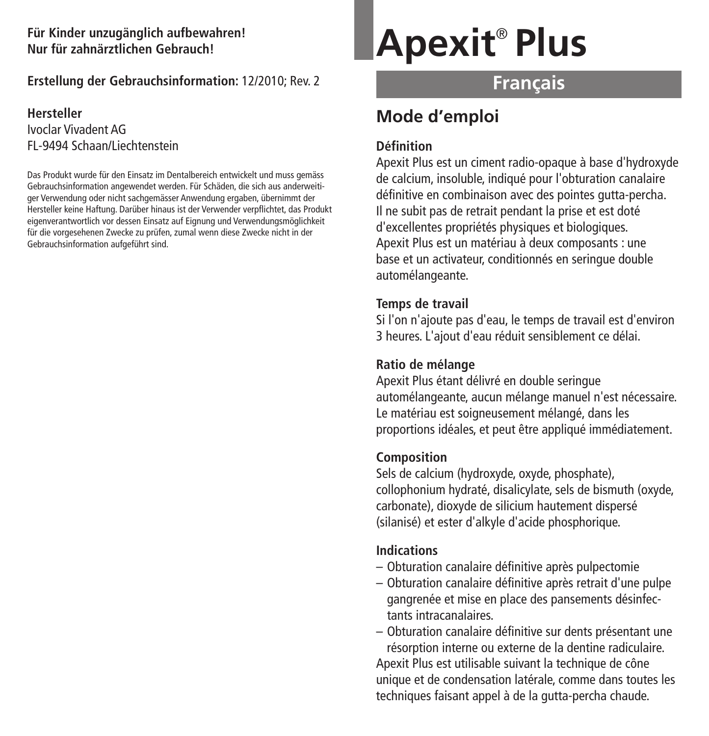**Für Kinder unzugänglich aufbewahren!**
**Nur für zahnärztlichen Gebrauch!**

**Erstellung der Gebrauchsinformation:** 12/2010; Rev. 2

**Hersteller**
Ivoclar Vivadent AG
FL-9494 Schaan/Liechtenstein

Das Produkt wurde für den Einsatz im Dentalbereich entwickelt und muss gemäss Gebrauchsinformation angewendet werden. Für Schäden, die sich aus anderweitiger Verwendung oder nicht sachgemässer Anwendung ergaben, übernimmt der Hersteller keine Haftung. Darüber hinaus ist der Verwender verpflichtet, das Produkt eigenverantwortlich vor dessen Einsatz auf Eignung und Verwendungsmöglichkeit für die vorgesehenen Zwecke zu prüfen, zumal wenn diese Zwecke nicht in der Gebrauchsinformation aufgeführt sind.

# Apexit® Plus

## Français

## Mode d'emploi

### Définition

Apexit Plus est un ciment radio-opaque à base d'hydroxyde de calcium, insoluble, indiqué pour l'obturation canalaire définitive en combinaison avec des pointes gutta-percha. Il ne subit pas de retrait pendant la prise et est doté d'excellentes propriétés physiques et biologiques. Apexit Plus est un matériau à deux composants : une base et un activateur, conditionnés en seringue double automélangeante.

### Temps de travail

Si l'on n'ajoute pas d'eau, le temps de travail est d'environ 3 heures. L'ajout d'eau réduit sensiblement ce délai.

### Ratio de mélange

Apexit Plus étant délivré en double seringue automélangeante, aucun mélange manuel n'est nécessaire. Le matériau est soigneusement mélangé, dans les proportions idéales, et peut être appliqué immédiatement.

### Composition

Sels de calcium (hydroxyde, oxyde, phosphate), collophonium hydraté, disalicylate, sels de bismuth (oxyde, carbonate), dioxyde de silicium hautement dispersé (silanisé) et ester d'alkyle d'acide phosphorique.

### Indications

- Obturation canalaire définitive après pulpectomie
- Obturation canalaire définitive après retrait d'une pulpe gangrenée et mise en place des pansements désinfectants intracanalaires.
- Obturation canalaire définitive sur dents présentant une résorption interne ou externe de la dentine radiculaire.

Apexit Plus est utilisable suivant la technique de cône unique et de condensation latérale, comme dans toutes les techniques faisant appel à de la gutta-percha chaude.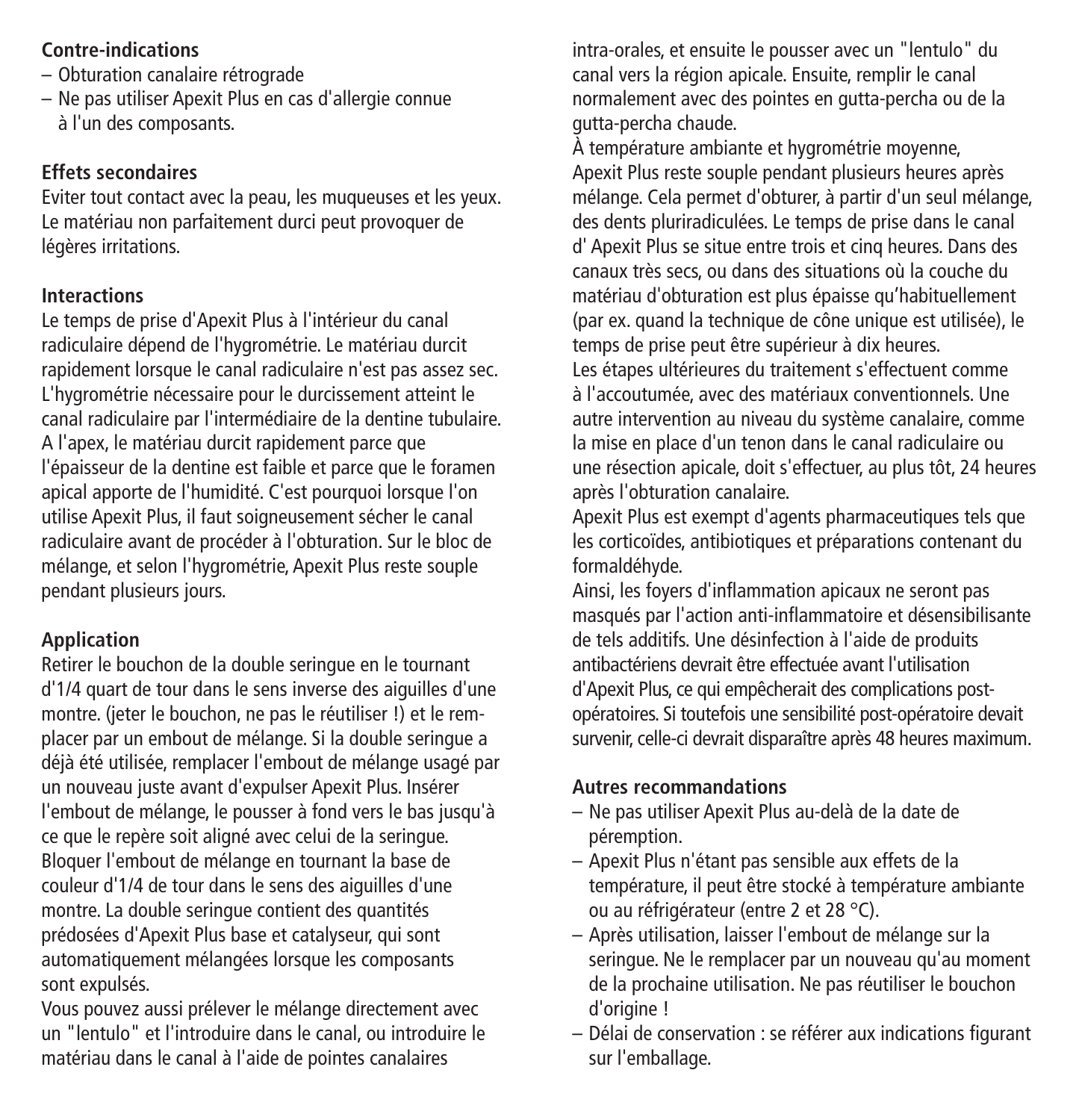**Contre-indications**

- Obturation canalaire rétrograde
- Ne pas utiliser Apexit Plus en cas d'allergie connue à l'un des composants.

**Effets secondaires**

Eviter tout contact avec la peau, les muqueuses et les yeux. Le matériau non parfaitement durci peut provoquer de légères irritations.

**Interactions**

Le temps de prise d'Apexit Plus à l'intérieur du canal radiculaire dépend de l'hygrométrie. Le matériau durcit rapidement lorsque le canal radiculaire n'est pas assez sec. L'hygrométrie nécessaire pour le durcissement atteint le canal radiculaire par l'intermédiaire de la dentine tubulaire. A l'apex, le matériau durcit rapidement parce que l'épaisseur de la dentine est faible et parce que le foramen apical apporte de l'humidité. C'est pourquoi lorsque l'on utilise Apexit Plus, il faut soigneusement sécher le canal radiculaire avant de procéder à l'obturation. Sur le bloc de mélange, et selon l'hygrométrie, Apexit Plus reste souple pendant plusieurs jours.

**Application**

Retirer le bouchon de la double seringue en le tournant d'1/4 quart de tour dans le sens inverse des aiguilles d'une montre. (jeter le bouchon, ne pas le réutiliser !) et le remplacer par un embout de mélange. Si la double seringue a déjà été utilisée, remplacer l'embout de mélange usagé par un nouveau juste avant d'expulser Apexit Plus. Insérer l'embout de mélange, le pousser à fond vers le bas jusqu'à ce que le repère soit aligné avec celui de la seringue. Bloquer l'embout de mélange en tournant la base de couleur d'1/4 de tour dans le sens des aiguilles d'une montre. La double seringue contient des quantités prédosées d'Apexit Plus base et catalyseur, qui sont automatiquement mélangées lorsque les composants sont expulsés.

Vous pouvez aussi prélever le mélange directement avec un "lentulo" et l'introduire dans le canal, ou introduire le matériau dans le canal à l'aide de pointes canalaires intra-orales, et ensuite le pousser avec un "lentulo" du canal vers la région apicale. Ensuite, remplir le canal normalement avec des pointes en gutta-percha ou de la gutta-percha chaude.

À température ambiante et hygrométrie moyenne, Apexit Plus reste souple pendant plusieurs heures après mélange. Cela permet d'obturer, à partir d'un seul mélange, des dents pluriradiculées. Le temps de prise dans le canal d' Apexit Plus se situe entre trois et cinq heures. Dans des canaux très secs, ou dans des situations où la couche du matériau d'obturation est plus épaisse qu'habituellement (par ex. quand la technique de cône unique est utilisée), le temps de prise peut être supérieur à dix heures.

Les étapes ultérieures du traitement s'effectuent comme à l'accoutumée, avec des matériaux conventionnels. Une autre intervention au niveau du système canalaire, comme la mise en place d'un tenon dans le canal radiculaire ou une résection apicale, doit s'effectuer, au plus tôt, 24 heures après l'obturation canalaire.

Apexit Plus est exempt d'agents pharmaceutiques tels que les corticoïdes, antibiotiques et préparations contenant du formaldéhyde.

Ainsi, les foyers d'inflammation apicaux ne seront pas masqués par l'action anti-inflammatoire et désensibilisante de tels additifs. Une désinfection à l'aide de produits antibactériens devrait être effectuée avant l'utilisation d'Apexit Plus, ce qui empêcherait des complications post-opératoires. Si toutefois une sensibilité post-opératoire devait survenir, celle-ci devrait disparaître après 48 heures maximum.

**Autres recommandations**

- Ne pas utiliser Apexit Plus au-delà de la date de péremption.
- Apexit Plus n'étant pas sensible aux effets de la température, il peut être stocké à température ambiante ou au réfrigérateur (entre 2 et 28 °C).
- Après utilisation, laisser l'embout de mélange sur la seringue. Ne le remplacer par un nouveau qu'au moment de la prochaine utilisation. Ne pas réutiliser le bouchon d'origine !
- Délai de conservation : se référer aux indications figurant sur l'emballage.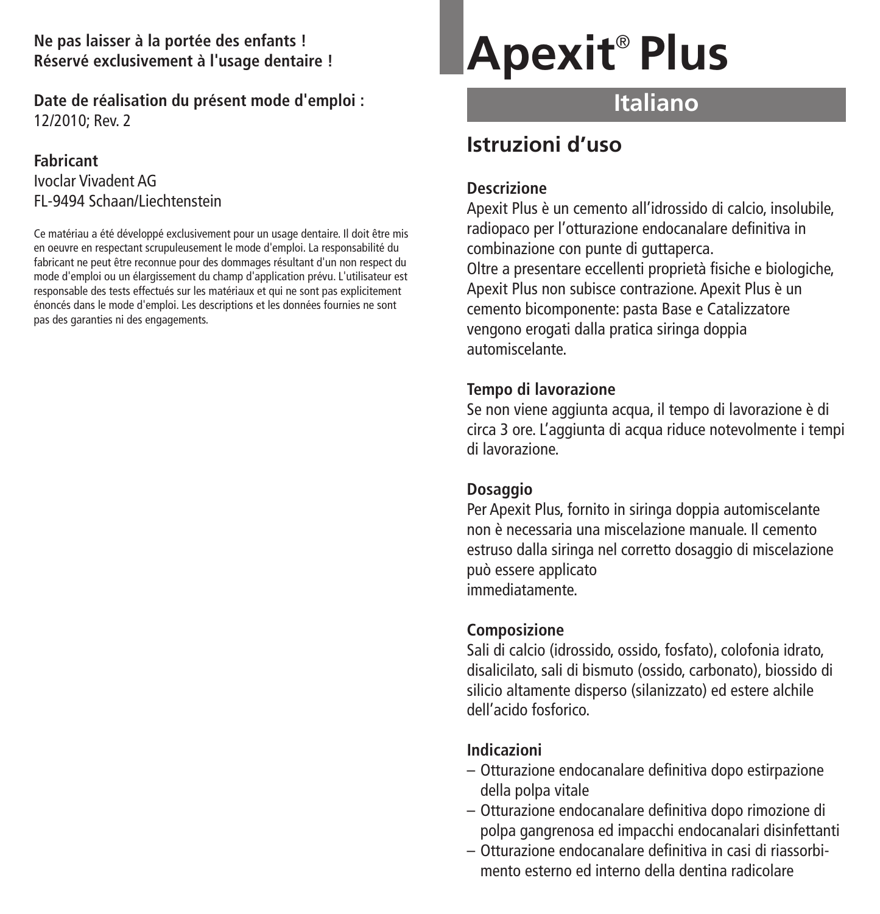**Ne pas laisser à la portée des enfants !**
**Réservé exclusivement à l'usage dentaire !**

**Date de réalisation du présent mode d'emploi :**
12/2010; Rev. 2

**Fabricant**
Ivoclar Vivadent AG
FL-9494 Schaan/Liechtenstein

Ce matériau a été développé exclusivement pour un usage dentaire. Il doit être mis en oeuvre en respectant scrupuleusement le mode d'emploi. La responsabilité du fabricant ne peut être reconnue pour des dommages résultant d'un non respect du mode d'emploi ou un élargissement du champ d'application prévu. L'utilisateur est responsable des tests effectués sur les matériaux et qui ne sont pas explicitement énoncés dans le mode d'emploi. Les descriptions et les données fournies ne sont pas des garanties ni des engagements.

# Apexit® Plus

## Italiano

## Istruzioni d'uso

### Descrizione

Apexit Plus è un cemento all'idrossido di calcio, insolubile, radiopaco per l'otturazione endocanalare definitiva in combinazione con punte di guttaperca.
Oltre a presentare eccellenti proprietà fisiche e biologiche, Apexit Plus non subisce contrazione. Apexit Plus è un cemento bicomponente: pasta Base e Catalizzatore vengono erogati dalla pratica siringa doppia automiscelante.

### Tempo di lavorazione

Se non viene aggiunta acqua, il tempo di lavorazione è di circa 3 ore. L'aggiunta di acqua riduce notevolmente i tempi di lavorazione.

### Dosaggio

Per Apexit Plus, fornito in siringa doppia automiscelante non è necessaria una miscelazione manuale. Il cemento estruso dalla siringa nel corretto dosaggio di miscelazione può essere applicato
immediatamente.

### Composizione

Sali di calcio (idrossido, ossido, fosfato), colofonia idrato, disalicilato, sali di bismuto (ossido, carbonato), biossido di silicio altamente disperso (silanizzato) ed estere alchile dell'acido fosforico.

### Indicazioni

- Otturazione endocanalare definitiva dopo estirpazione della polpa vitale
- Otturazione endocanalare definitiva dopo rimozione di polpa gangrenosa ed impacchi endocanalari disinfettanti
- Otturazione endocanalare definitiva in casi di riassorbimento esterno ed interno della dentina radicolare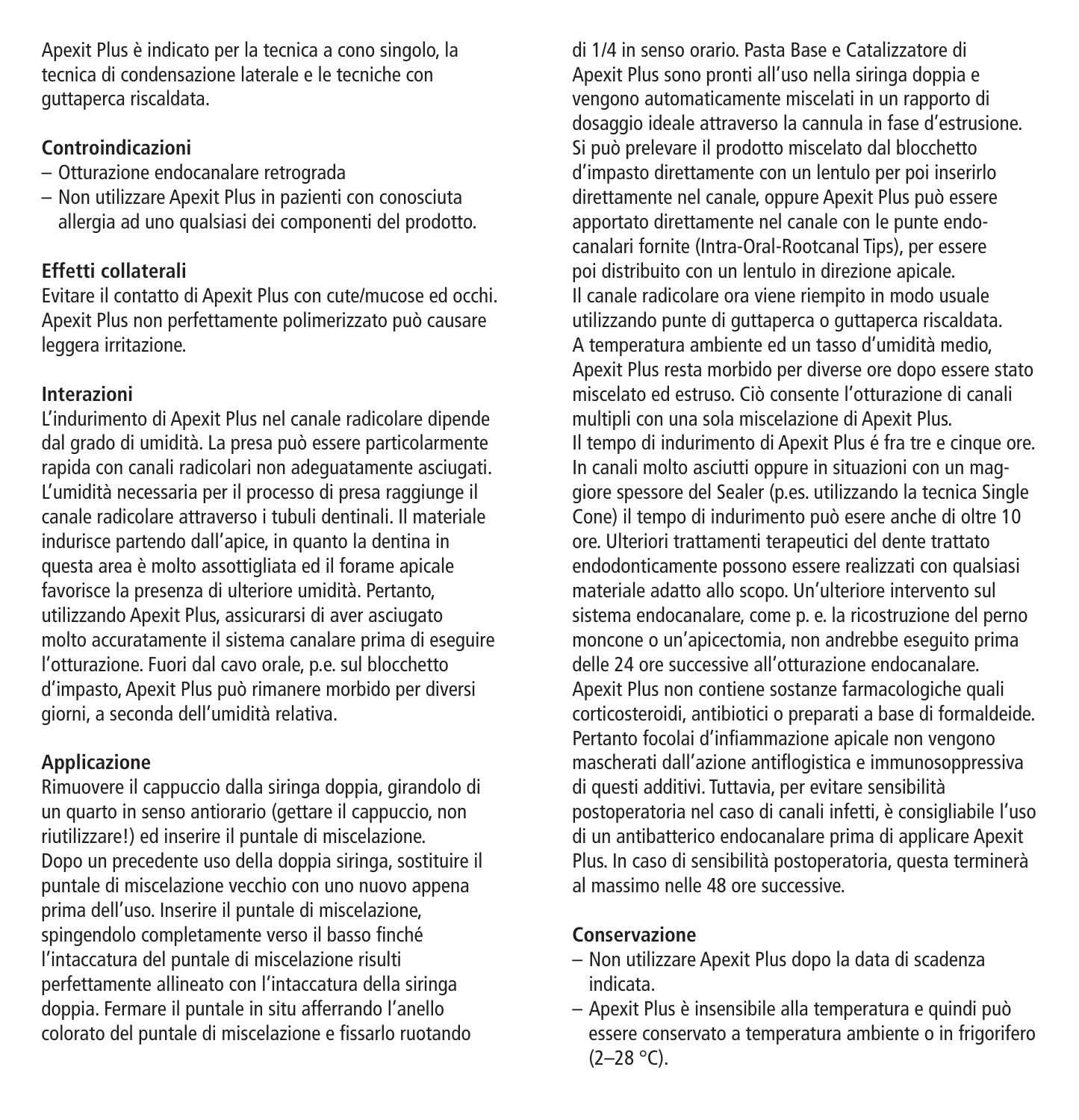Apexit Plus è indicato per la tecnica a cono singolo, la tecnica di condensazione laterale e le tecniche con guttaperca riscaldata.

**Controindicazioni**

- Otturazione endocanalare retrograda
- Non utilizzare Apexit Plus in pazienti con conosciuta allergia ad uno qualsiasi dei componenti del prodotto.

**Effetti collaterali**

Evitare il contatto di Apexit Plus con cute/mucose ed occhi. Apexit Plus non perfettamente polimerizzato può causare leggera irritazione.

**Interazioni**

L'indurimento di Apexit Plus nel canale radicolare dipende dal grado di umidità. La presa può essere particolarmente rapida con canali radicolari non adeguatamente asciugati. L'umidità necessaria per il processo di presa raggiunge il canale radicolare attraverso i tubuli dentinali. Il materiale indurisce partendo dall'apice, in quanto la dentina in questa area è molto assottigliata ed il forame apicale favorisce la presenza di ulteriore umidità. Pertanto, utilizzando Apexit Plus, assicurarsi di aver asciugato molto accuratamente il sistema canalare prima di eseguire l'otturazione. Fuori dal cavo orale, p.e. sul blocchetto d'impasto, Apexit Plus può rimanere morbido per diversi giorni, a seconda dell'umidità relativa.

**Applicazione**

Rimuovere il cappuccio dalla siringa doppia, girandolo di un quarto in senso antiorario (gettare il cappuccio, non riutilizzare!) ed inserire il puntale di miscelazione. Dopo un precedente uso della doppia siringa, sostituire il puntale di miscelazione vecchio con uno nuovo appena prima dell'uso. Inserire il puntale di miscelazione, spingendolo completamente verso il basso finché l'intaccatura del puntale di miscelazione risulti perfettamente allineato con l'intaccatura della siringa doppia. Fermare il puntale in situ afferrando l'anello colorato del puntale di miscelazione e fissarlo ruotando di 1/4 in senso orario. Pasta Base e Catalizzatore di Apexit Plus sono pronti all'uso nella siringa doppia e vengono automaticamente miscelati in un rapporto di dosaggio ideale attraverso la cannula in fase d'estrusione. Si può prelevare il prodotto miscelato dal blocchetto d'impasto direttamente con un lentulo per poi inserirlo direttamente nel canale, oppure Apexit Plus può essere apportato direttamente nel canale con le punte endo-canalari fornite (Intra-Oral-Rootcanal Tips), per essere poi distribuito con un lentulo in direzione apicale. Il canale radicolare ora viene riempito in modo usuale utilizzando punte di guttaperca o guttaperca riscaldata. A temperatura ambiente ed un tasso d'umidità medio, Apexit Plus resta morbido per diverse ore dopo essere stato miscelato ed estruso. Ciò consente l'otturazione di canali multipli con una sola miscelazione di Apexit Plus. Il tempo di indurimento di Apexit Plus é fra tre e cinque ore. In canali molto asciutti oppure in situazioni con un maggiore spessore del Sealer (p.es. utilizzando la tecnica Single Cone) il tempo di indurimento può esere anche di oltre 10 ore. Ulteriori trattamenti terapeutici del dente trattato endodonticamente possono essere realizzati con qualsiasi materiale adatto allo scopo. Un'ulteriore intervento sul sistema endocanalare, come p. e. la ricostruzione del perno moncone o un'apicectomia, non andrebbe eseguito prima delle 24 ore successive all'otturazione endocanalare. Apexit Plus non contiene sostanze farmacologiche quali corticosteroidi, antibiotici o preparati a base di formaldeide. Pertanto focolai d'infiammazione apicale non vengono mascherati dall'azione antiflogistica e immunosoppressiva di questi additivi. Tuttavia, per evitare sensibilità postoperatoria nel caso di canali infetti, è consigliabile l'uso di un antibatterico endocanalare prima di applicare Apexit Plus. In caso di sensibilità postoperatoria, questa terminerà al massimo nelle 48 ore successive.

**Conservazione**

- Non utilizzare Apexit Plus dopo la data di scadenza indicata.
- Apexit Plus è insensibile alla temperatura e quindi può essere conservato a temperatura ambiente o in frigorifero (2–28 °C).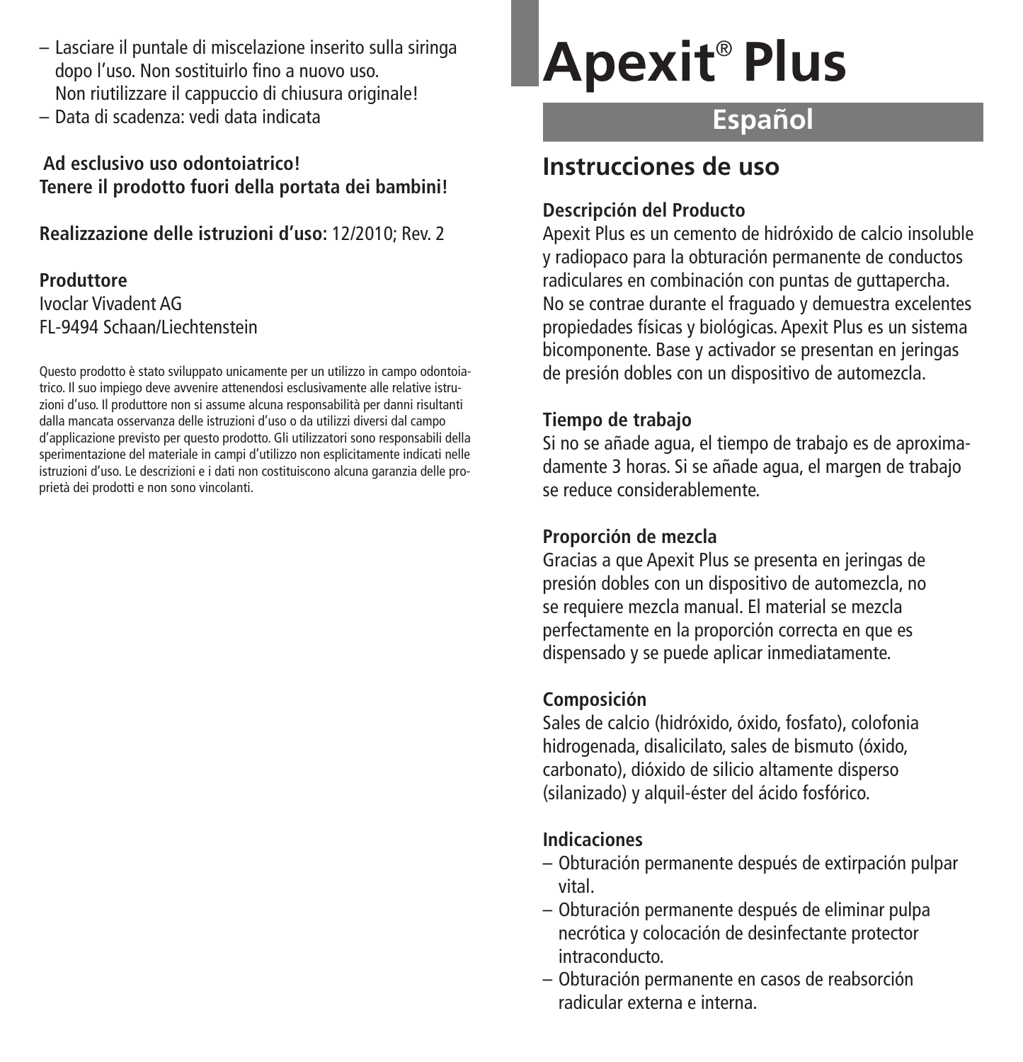– Lasciare il puntale di miscelazione inserito sulla siringa dopo l'uso. Non sostituirlo fino a nuovo uso. Non riutilizzare il cappuccio di chiusura originale!
– Data di scadenza: vedi data indicata

**Ad esclusivo uso odontoiatrico!**
**Tenere il prodotto fuori della portata dei bambini!**

**Realizzazione delle istruzioni d'uso:** 12/2010; Rev. 2

**Produttore**
Ivoclar Vivadent AG
FL-9494 Schaan/Liechtenstein

Questo prodotto è stato sviluppato unicamente per un utilizzo in campo odontoiatrico. Il suo impiego deve avvenire attenendosi esclusivamente alle relative istruzioni d'uso. Il produttore non si assume alcuna responsabilità per danni risultanti dalla mancata osservanza delle istruzioni d'uso o da utilizzi diversi dal campo d'applicazione previsto per questo prodotto. Gli utilizzatori sono responsabili della sperimentazione del materiale in campi d'utilizzo non esplicitamente indicati nelle istruzioni d'uso. Le descrizioni e i dati non costituiscono alcuna garanzia delle proprietà dei prodotti e non sono vincolanti.

# Apexit® Plus

## Español

## Instrucciones de uso

### Descripción del Producto

Apexit Plus es un cemento de hidróxido de calcio insoluble y radiopaco para la obturación permanente de conductos radiculares en combinación con puntas de guttapercha. No se contrae durante el fraguado y demuestra excelentes propiedades físicas y biológicas. Apexit Plus es un sistema bicomponente. Base y activador se presentan en jeringas de presión dobles con un dispositivo de automezcla.

### Tiempo de trabajo

Si no se añade agua, el tiempo de trabajo es de aproximadamente 3 horas. Si se añade agua, el margen de trabajo se reduce considerablemente.

### Proporción de mezcla

Gracias a que Apexit Plus se presenta en jeringas de presión dobles con un dispositivo de automezcla, no se requiere mezcla manual. El material se mezcla perfectamente en la proporción correcta en que es dispensado y se puede aplicar inmediatamente.

### Composición

Sales de calcio (hidróxido, óxido, fosfato), colofonia hidrogenada, disalicilato, sales de bismuto (óxido, carbonato), dióxido de silicio altamente disperso (silanizado) y alquil-éster del ácido fosfórico.

### Indicaciones

– Obturación permanente después de extirpación pulpar vital.
– Obturación permanente después de eliminar pulpa necrótica y colocación de desinfectante protector intraconducto.
– Obturación permanente en casos de reabsorción radicular externa e interna.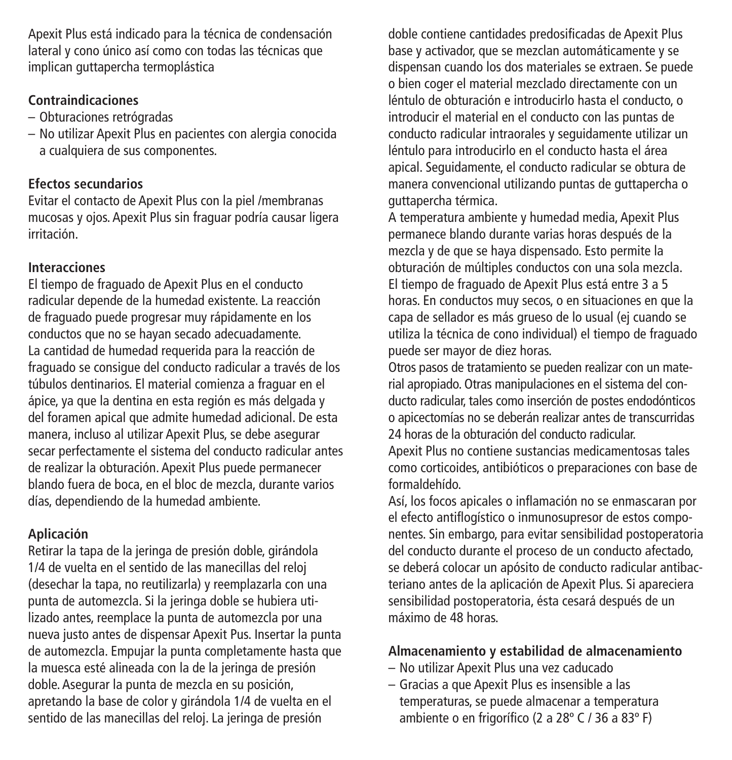Apexit Plus está indicado para la técnica de condensación lateral y cono único así como con todas las técnicas que implican guttapercha termoplástica

**Contraindicaciones**

- Obturaciones retrógradas
- No utilizar Apexit Plus en pacientes con alergia conocida a cualquiera de sus componentes.

**Efectos secundarios**

Evitar el contacto de Apexit Plus con la piel /membranas mucosas y ojos. Apexit Plus sin fraguar podría causar ligera irritación.

**Interacciones**

El tiempo de fraguado de Apexit Plus en el conducto radicular depende de la humedad existente. La reacción de fraguado puede progresar muy rápidamente en los conductos que no se hayan secado adecuadamente. La cantidad de humedad requerida para la reacción de fraguado se consigue del conducto radicular a través de los túbulos dentinarios. El material comienza a fraguar en el ápice, ya que la dentina en esta región es más delgada y del foramen apical que admite humedad adicional. De esta manera, incluso al utilizar Apexit Plus, se debe asegurar secar perfectamente el sistema del conducto radicular antes de realizar la obturación. Apexit Plus puede permanecer blando fuera de boca, en el bloc de mezcla, durante varios días, dependiendo de la humedad ambiente.

**Aplicación**

Retirar la tapa de la jeringa de presión doble, girándola 1/4 de vuelta en el sentido de las manecillas del reloj (desechar la tapa, no reutilizarla) y reemplazarla con una punta de automezcla. Si la jeringa doble se hubiera utilizado antes, reemplace la punta de automezcla por una nueva justo antes de dispensar Apexit Pus. Insertar la punta de automezcla. Empujar la punta completamente hasta que la muesca esté alineada con la de la jeringa de presión doble. Asegurar la punta de mezcla en su posición, apretando la base de color y girándola 1/4 de vuelta en el sentido de las manecillas del reloj. La jeringa de presión doble contiene cantidades predosificadas de Apexit Plus base y activador, que se mezclan automáticamente y se dispensan cuando los dos materiales se extraen. Se puede o bien coger el material mezclado directamente con un léntulo de obturación e introducirlo hasta el conducto, o introducir el material en el conducto con las puntas de conducto radicular intraorales y seguidamente utilizar un léntulo para introducirlo en el conducto hasta el área apical. Seguidamente, el conducto radicular se obtura de manera convencional utilizando puntas de guttapercha o guttapercha térmica.

A temperatura ambiente y humedad media, Apexit Plus permanece blando durante varias horas después de la mezcla y de que se haya dispensado. Esto permite la obturación de múltiples conductos con una sola mezcla. El tiempo de fraguado de Apexit Plus está entre 3 a 5 horas. En conductos muy secos, o en situaciones en que la capa de sellador es más grueso de lo usual (ej cuando se utiliza la técnica de cono individual) el tiempo de fraguado puede ser mayor de diez horas.

Otros pasos de tratamiento se pueden realizar con un material apropiado. Otras manipulaciones en el sistema del conducto radicular, tales como inserción de postes endodónticos o apicectomías no se deberán realizar antes de transcurridas 24 horas de la obturación del conducto radicular.

Apexit Plus no contiene sustancias medicamentosas tales como corticoides, antibióticos o preparaciones con base de formaldehído.

Así, los focos apicales o inflamación no se enmascaran por el efecto antiflogístico o inmunosupresor de estos componentes. Sin embargo, para evitar sensibilidad postoperatoria del conducto durante el proceso de un conducto afectado, se deberá colocar un apósito de conducto radicular antibacteriano antes de la aplicación de Apexit Plus. Si apareciera sensibilidad postoperatoria, ésta cesará después de un máximo de 48 horas.

**Almacenamiento y estabilidad de almacenamiento**

- No utilizar Apexit Plus una vez caducado
- Gracias a que Apexit Plus es insensible a las temperaturas, se puede almacenar a temperatura ambiente o en frigorífico (2 a 28º C / 36 a 83º F)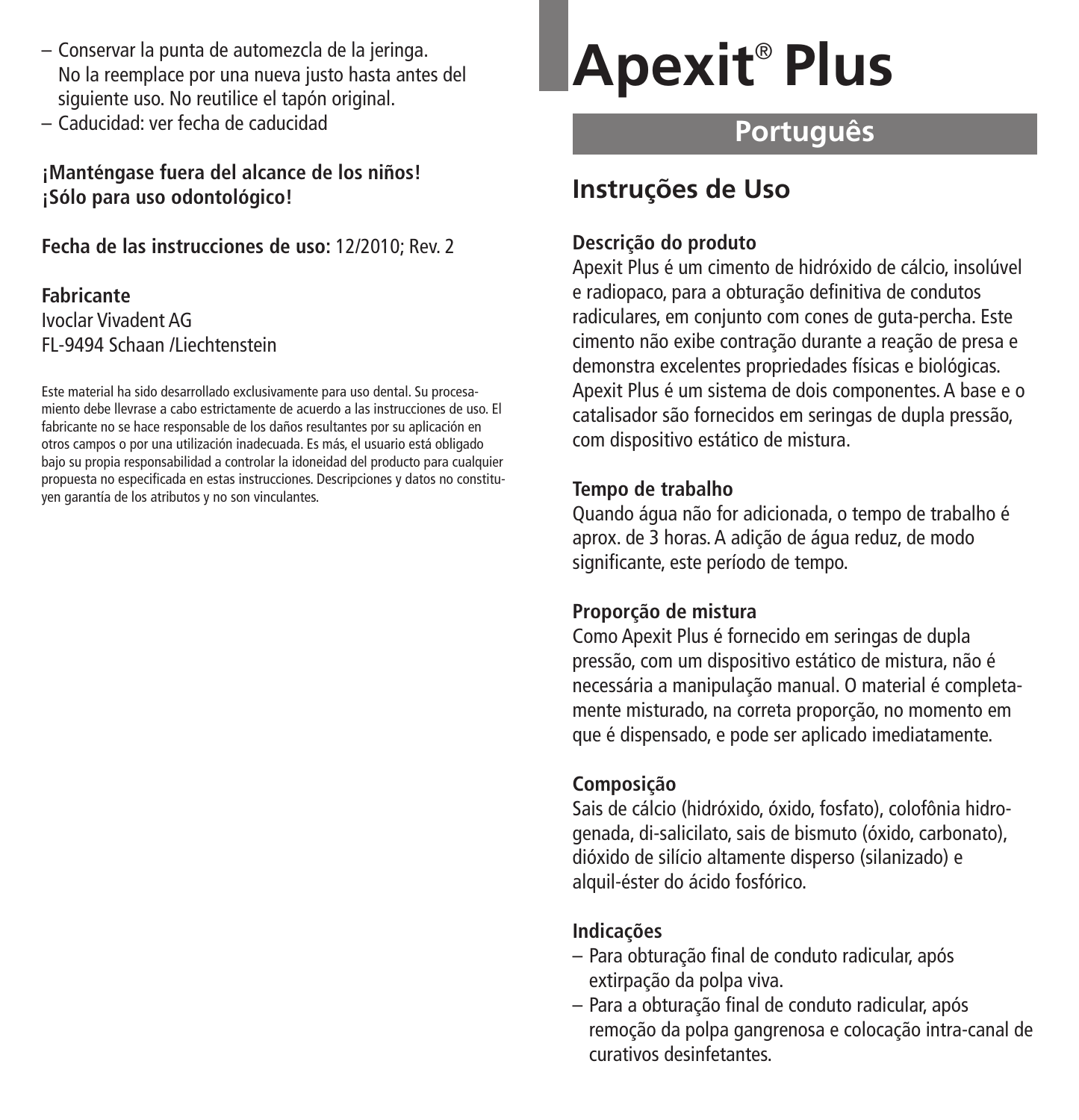– Conservar la punta de automezcla de la jeringa. No la reemplace por una nueva justo hasta antes del siguiente uso. No reutilice el tapón original.
– Caducidad: ver fecha de caducidad

**¡Manténgase fuera del alcance de los niños!**
**¡Sólo para uso odontológico!**

**Fecha de las instrucciones de uso:** 12/2010; Rev. 2

**Fabricante**
Ivoclar Vivadent AG
FL-9494 Schaan /Liechtenstein

Este material ha sido desarrollado exclusivamente para uso dental. Su procesamiento debe llevrase a cabo estrictamente de acuerdo a las instrucciones de uso. El fabricante no se hace responsable de los daños resultantes por su aplicación en otros campos o por una utilización inadecuada. Es más, el usuario está obligado bajo su propia responsabilidad a controlar la idoneidad del producto para cualquier propuesta no especificada en estas instrucciones. Descripciones y datos no constituyen garantía de los atributos y no son vinculantes.

# Apexit® Plus

## Português

## Instruções de Uso

**Descrição do produto**
Apexit Plus é um cimento de hidróxido de cálcio, insolúvel e radiopaco, para a obturação definitiva de condutos radiculares, em conjunto com cones de guta-percha. Este cimento não exibe contração durante a reação de presa e demonstra excelentes propriedades físicas e biológicas. Apexit Plus é um sistema de dois componentes. A base e o catalisador são fornecidos em seringas de dupla pressão, com dispositivo estático de mistura.

**Tempo de trabalho**
Quando água não for adicionada, o tempo de trabalho é aprox. de 3 horas. A adição de água reduz, de modo significante, este período de tempo.

**Proporção de mistura**
Como Apexit Plus é fornecido em seringas de dupla pressão, com um dispositivo estático de mistura, não é necessária a manipulação manual. O material é completamente misturado, na correta proporção, no momento em que é dispensado, e pode ser aplicado imediatamente.

**Composição**
Sais de cálcio (hidróxido, óxido, fosfato), colofônia hidrogenada, di-salicilato, sais de bismuto (óxido, carbonato), dióxido de silício altamente disperso (silanizado) e alquil-éster do ácido fosfórico.

**Indicações**
– Para obturação final de conduto radicular, após extirpação da polpa viva.
– Para a obturação final de conduto radicular, após remoção da polpa gangrenosa e colocação intra-canal de curativos desinfetantes.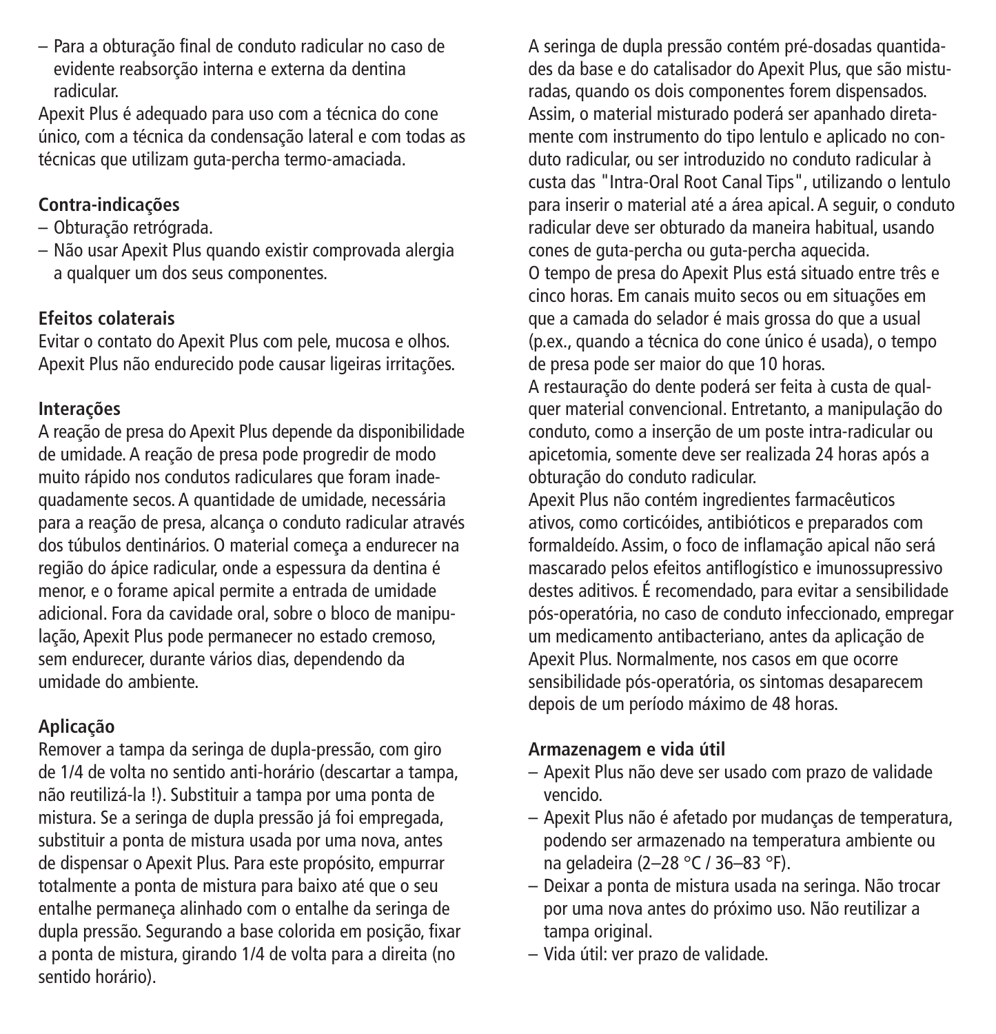– Para a obturação final de conduto radicular no caso de evidente reabsorção interna e externa da dentina radicular.

Apexit Plus é adequado para uso com a técnica do cone único, com a técnica da condensação lateral e com todas as técnicas que utilizam guta-percha termo-amaciada.

**Contra-indicações**

– Obturação retrógrada.
– Não usar Apexit Plus quando existir comprovada alergia a qualquer um dos seus componentes.

**Efeitos colaterais**

Evitar o contato do Apexit Plus com pele, mucosa e olhos. Apexit Plus não endurecido pode causar ligeiras irritações.

**Interações**

A reação de presa do Apexit Plus depende da disponibilidade de umidade. A reação de presa pode progredir de modo muito rápido nos condutos radiculares que foram inadequadamente secos. A quantidade de umidade, necessária para a reação de presa, alcança o conduto radicular através dos túbulos dentinários. O material começa a endurecer na região do ápice radicular, onde a espessura da dentina é menor, e o forame apical permite a entrada de umidade adicional. Fora da cavidade oral, sobre o bloco de manipulação, Apexit Plus pode permanecer no estado cremoso, sem endurecer, durante vários dias, dependendo da umidade do ambiente.

**Aplicação**

Remover a tampa da seringa de dupla-pressão, com giro de 1/4 de volta no sentido anti-horário (descartar a tampa, não reutilizá-la !). Substituir a tampa por uma ponta de mistura. Se a seringa de dupla pressão já foi empregada, substituir a ponta de mistura usada por uma nova, antes de dispensar o Apexit Plus. Para este propósito, empurrar totalmente a ponta de mistura para baixo até que o seu entalhe permaneça alinhado com o entalhe da seringa de dupla pressão. Segurando a base colorida em posição, fixar a ponta de mistura, girando 1/4 de volta para a direita (no sentido horário).

A seringa de dupla pressão contém pré-dosadas quantidades da base e do catalisador do Apexit Plus, que são misturadas, quando os dois componentes forem dispensados. Assim, o material misturado poderá ser apanhado diretamente com instrumento do tipo lentulo e aplicado no conduto radicular, ou ser introduzido no conduto radicular à custa das "Intra-Oral Root Canal Tips", utilizando o lentulo para inserir o material até a área apical. A seguir, o conduto radicular deve ser obturado da maneira habitual, usando cones de guta-percha ou guta-percha aquecida.

O tempo de presa do Apexit Plus está situado entre três e cinco horas. Em canais muito secos ou em situações em que a camada do selador é mais grossa do que a usual (p.ex., quando a técnica do cone único é usada), o tempo de presa pode ser maior do que 10 horas.

A restauração do dente poderá ser feita à custa de qualquer material convencional. Entretanto, a manipulação do conduto, como a inserção de um poste intra-radicular ou apicetomia, somente deve ser realizada 24 horas após a obturação do conduto radicular.

Apexit Plus não contém ingredientes farmacêuticos ativos, como corticóides, antibióticos e preparados com formaldeído. Assim, o foco de inflamação apical não será mascarado pelos efeitos antiflogístico e imunossupressivo destes aditivos. É recomendado, para evitar a sensibilidade pós-operatória, no caso de conduto infeccionado, empregar um medicamento antibacteriano, antes da aplicação de Apexit Plus. Normalmente, nos casos em que ocorre sensibilidade pós-operatória, os sintomas desaparecem depois de um período máximo de 48 horas.

**Armazenagem e vida útil**

– Apexit Plus não deve ser usado com prazo de validade vencido.
– Apexit Plus não é afetado por mudanças de temperatura, podendo ser armazenado na temperatura ambiente ou na geladeira (2–28 °C / 36–83 °F).
– Deixar a ponta de mistura usada na seringa. Não trocar por uma nova antes do próximo uso. Não reutilizar a tampa original.
– Vida útil: ver prazo de validade.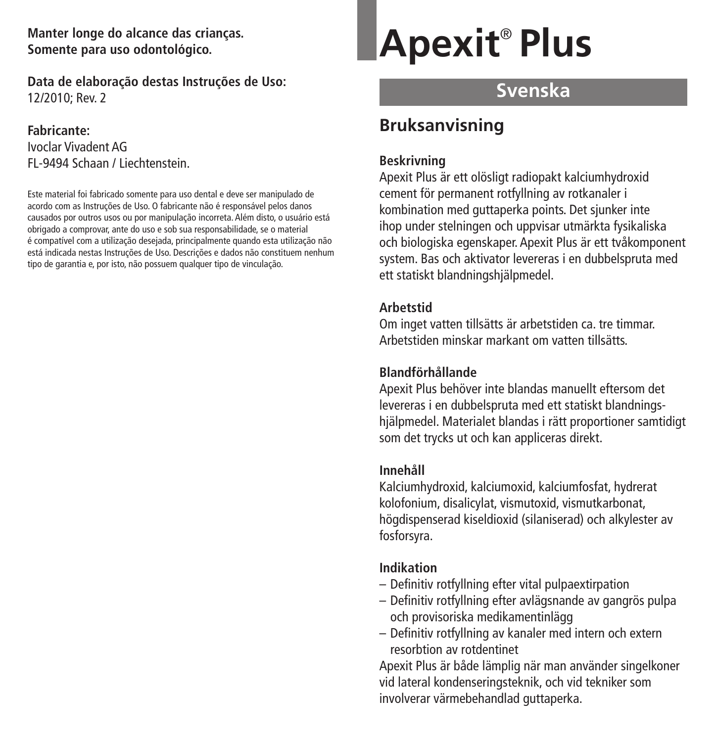**Manter longe do alcance das crianças.**
**Somente para uso odontológico.**

**Data de elaboração destas Instruções de Uso:**
12/2010; Rev. 2

**Fabricante:**
Ivoclar Vivadent AG
FL-9494 Schaan / Liechtenstein.

Este material foi fabricado somente para uso dental e deve ser manipulado de acordo com as Instruções de Uso. O fabricante não é responsável pelos danos causados por outros usos ou por manipulação incorreta. Além disto, o usuário está obrigado a comprovar, ante do uso e sob sua responsabilidade, se o material é compatível com a utilização desejada, principalmente quando esta utilização não está indicada nestas Instruções de Uso. Descrições e dados não constituem nenhum tipo de garantia e, por isto, não possuem qualquer tipo de vinculação.

# Apexit® Plus

## Svenska

## Bruksanvisning

### Beskrivning

Apexit Plus är ett olösligt radiopakt kalciumhydroxid cement för permanent rotfyllning av rotkanaler i kombination med guttaperka points. Det sjunker inte ihop under stelningen och uppvisar utmärkta fysikaliska och biologiska egenskaper. Apexit Plus är ett tvåkomponent system. Bas och aktivator levereras i en dubbelspruta med ett statiskt blandningshjälpmedel.

### Arbetstid

Om inget vatten tillsätts är arbetstiden ca. tre timmar. Arbetstiden minskar markant om vatten tillsätts.

### Blandförhållande

Apexit Plus behöver inte blandas manuellt eftersom det levereras i en dubbelspruta med ett statiskt blandningshjälpmedel. Materialet blandas i rätt proportioner samtidigt som det trycks ut och kan appliceras direkt.

### Innehåll

Kalciumhydroxid, kalciumoxid, kalciumfosfat, hydrerat kolofonium, disalicylat, vismutoxid, vismutkarbonat, högdispenserad kiseldioxid (silaniserad) och alkylester av fosforsyra.

### Indikation

- Definitiv rotfyllning efter vital pulpaextirpation
- Definitiv rotfyllning efter avlägsnande av gangrös pulpa och provisoriska medikamentinlägg
- Definitiv rotfyllning av kanaler med intern och extern resorbtion av rotdentinet

Apexit Plus är både lämplig när man använder singelkoner vid lateral kondenseringsteknik, och vid tekniker som involverar värmebehandlad guttaperka.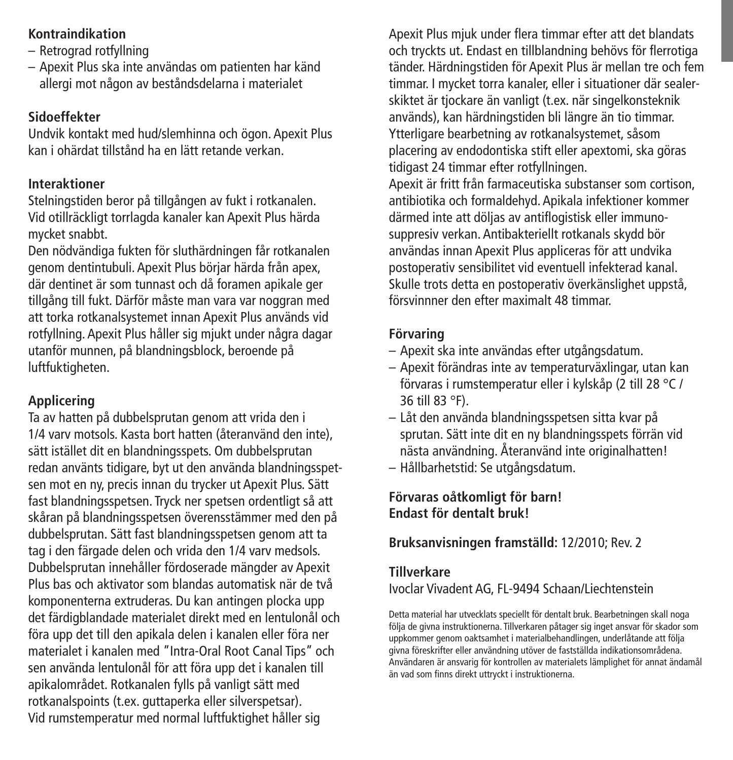**Kontraindikation**

- Retrograd rotfyllning
- Apexit Plus ska inte användas om patienten har känd allergi mot någon av beståndsdelarna i materialet

**Sidoeffekter**

Undvik kontakt med hud/slemhinna och ögon. Apexit Plus kan i ohärdat tillstånd ha en lätt retande verkan.

**Interaktioner**

Stelningstiden beror på tillgången av fukt i rotkanalen. Vid otillräckligt torrlagda kanaler kan Apexit Plus härda mycket snabbt.

Den nödvändiga fukten för sluthärdningen får rotkanalen genom dentintubuli. Apexit Plus börjar härda från apex, där dentinet är som tunnast och då foramen apikale ger tillgång till fukt. Därför måste man vara var noggran med att torka rotkanalsystemet innan Apexit Plus används vid rotfyllning. Apexit Plus håller sig mjukt under några dagar utanför munnen, på blandningsblock, beroende på luftfuktigheten.

**Applicering**

Ta av hatten på dubbelsprutan genom att vrida den i 1/4 varv motsols. Kasta bort hatten (återanvänd den inte), sätt istället dit en blandningsspets. Om dubbelsprutan redan använts tidigare, byt ut den använda blandningsspetsen mot en ny, precis innan du trycker ut Apexit Plus. Sätt fast blandningsspetsen. Tryck ner spetsen ordentligt så att skåran på blandningsspetsen överensstämmer med den på dubbelsprutan. Sätt fast blandningsspetsen genom att ta tag i den färgade delen och vrida den 1/4 varv medsols. Dubbelsprutan innehåller fördoserade mängder av Apexit Plus bas och aktivator som blandas automatisk när de två komponenterna extruderas. Du kan antingen plocka upp det färdigblandade materialet direkt med en lentulonål och föra upp det till den apikala delen i kanalen eller föra ner materialet i kanalen med "Intra-Oral Root Canal Tips" och sen använda lentulonål för att föra upp det i kanalen till apikalområdet. Rotkanalen fylls på vanligt sätt med rotkanalspoints (t.ex. guttaperka eller silverspetsar). Vid rumstemperatur med normal luftfuktighet håller sig Apexit Plus mjuk under flera timmar efter att det blandats och tryckts ut. Endast en tillblandning behövs för flerrotiga tänder. Härdningstiden för Apexit Plus är mellan tre och fem timmar. I mycket torra kanaler, eller i situationer där sealerskiktet är tjockare än vanligt (t.ex. när singelkonsteknik används), kan härdningstiden bli längre än tio timmar. Ytterligare bearbetning av rotkanalsystemet, såsom placering av endodontiska stift eller apextomi, ska göras tidigast 24 timmar efter rotfyllningen.

Apexit är fritt från farmaceutiska substanser som cortison, antibiotika och formaldehyd. Apikala infektioner kommer därmed inte att döljas av antiflogistisk eller immunosuppresiv verkan. Antibakteriellt rotkanals skydd bör användas innan Apexit Plus appliceras för att undvika postoperativ sensibilitet vid eventuell infekterad kanal. Skulle trots detta en postoperativ överkänslighet uppstå, försvinnner den efter maximalt 48 timmar.

**Förvaring**

- Apexit ska inte användas efter utgångsdatum.
- Apexit förändras inte av temperaturväxlingar, utan kan förvaras i rumstemperatur eller i kylskåp (2 till 28 °C / 36 till 83 °F).
- Låt den använda blandningsspetsen sitta kvar på sprutan. Sätt inte dit en ny blandningsspets förrän vid nästa användning. Återanvänd inte originalhatten!
- Hållbarhetstid: Se utgångsdatum.

**Förvaras oåtkomligt för barn!**
**Endast för dentalt bruk!**

**Bruksanvisningen framställd:** 12/2010; Rev. 2

**Tillverkare**

Ivoclar Vivadent AG, FL-9494 Schaan/Liechtenstein

Detta material har utvecklats speciellt för dentalt bruk. Bearbetningen skall noga följa de givna instruktionerna. Tillverkaren påtager sig inget ansvar för skador som uppkommer genom oaktsamhet i materialbehandlingen, underlåtande att följa givna föreskrifter eller användning utöver de fastställda indikationsområdena. Användaren är ansvarig för kontrollen av materialets lämplighet för annat ändamål än vad som finns direkt uttryckt i instruktionerna.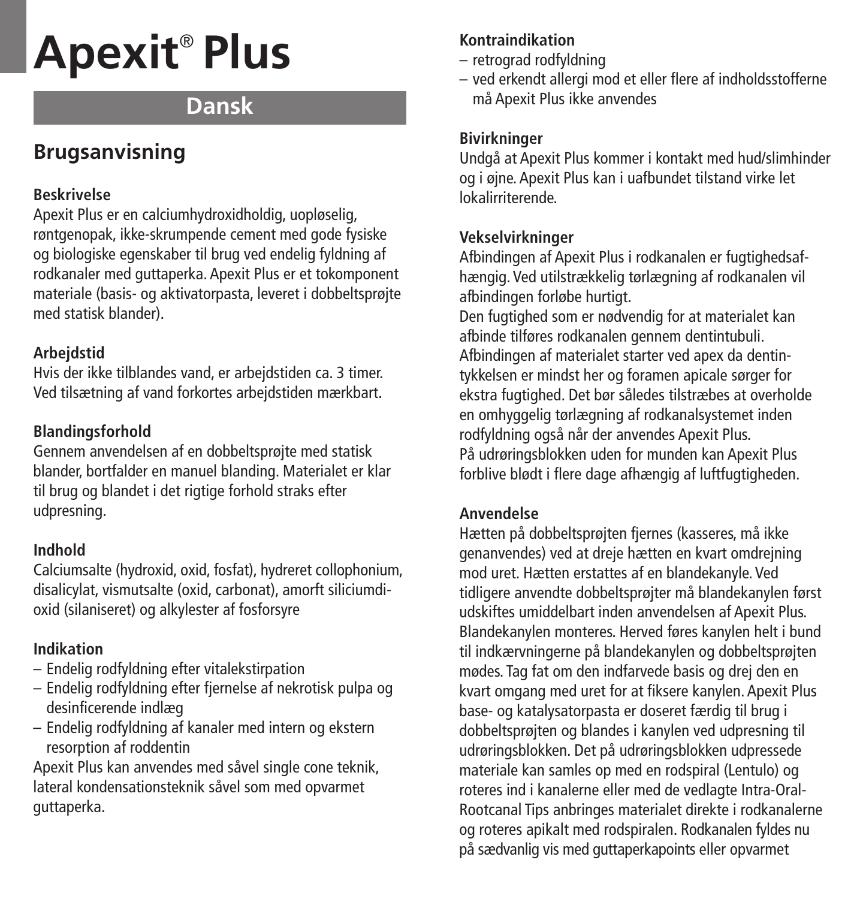# Apexit® Plus

## Dansk

## Brugsanvisning

**Beskrivelse**
Apexit Plus er en calciumhydroxidholdig, uopløselig, røntgenopak, ikke-skrumpende cement med gode fysiske og biologiske egenskaber til brug ved endelig fyldning af rodkanaler med guttaperka. Apexit Plus er et tokomponent materiale (basis- og aktivatorpasta, leveret i dobbeltsprøjte med statisk blander).

**Arbejdstid**
Hvis der ikke tilblandes vand, er arbejdstiden ca. 3 timer. Ved tilsætning af vand forkortes arbejdstiden mærkbart.

**Blandingsforhold**
Gennem anvendelsen af en dobbeltsprøjte med statisk blander, bortfalder en manuel blanding. Materialet er klar til brug og blandet i det rigtige forhold straks efter udpresning.

**Indhold**
Calciumsalte (hydroxid, oxid, fosfat), hydreret collophonium, disalicylat, vismutsalte (oxid, carbonat), amorft siliciumdioxid (silaniseret) og alkylester af fosforsyre

**Indikation**
- Endelig rodfyldning efter vitalekstirpation
- Endelig rodfyldning efter fjernelse af nekrotisk pulpa og desinficerende indlæg
- Endelig rodfyldning af kanaler med intern og ekstern resorption af roddentin

Apexit Plus kan anvendes med såvel single cone teknik, lateral kondensationsteknik såvel som med opvarmet guttaperka.

**Kontraindikation**
- retrograd rodfyldning
- ved erkendt allergi mod et eller flere af indholdsstofferne må Apexit Plus ikke anvendes

**Bivirkninger**
Undgå at Apexit Plus kommer i kontakt med hud/slimhinder og i øjne. Apexit Plus kan i uafbundet tilstand virke let lokalirriterende.

**Vekselvirkninger**
Afbindingen af Apexit Plus i rodkanalen er fugtighedsafhængig. Ved utilstrækkelig tørlægning af rodkanalen vil afbindingen forløbe hurtigt.
Den fugtighed som er nødvendig for at materialet kan afbinde tilføres rodkanalen gennem dentintubuli. Afbindingen af materialet starter ved apex da dentintykkelsen er mindst her og foramen apicale sørger for ekstra fugtighed. Det bør således tilstræbes at overholde en omhyggelig tørlægning af rodkanalsystemet inden rodfyldning også når der anvendes Apexit Plus.
På udrøringsblokken uden for munden kan Apexit Plus forblive blødt i flere dage afhængig af luftfugtigheden.

**Anvendelse**
Hætten på dobbeltsprøjten fjernes (kasseres, må ikke genanvendes) ved at dreje hætten en kvart omdrejning mod uret. Hætten erstattes af en blandekanyle. Ved tidligere anvendte dobbeltsprøjter må blandekanylen først udskiftes umiddelbart inden anvendelsen af Apexit Plus. Blandekanylen monteres. Herved føres kanylen helt i bund til indkærvningerne på blandekanylen og dobbeltsprøjten mødes. Tag fat om den indfarvede basis og drej den en kvart omgang med uret for at fiksere kanylen. Apexit Plus base- og katalysatorpasta er doseret færdig til brug i dobbeltsprøjten og blandes i kanylen ved udpresning til udrøringsblokken. Det på udrøringsblokken udpressede materiale kan samles op med en rodspiral (Lentulo) og roteres ind i kanalerne eller med de vedlagte Intra-Oral-Rootcanal Tips anbringes materialet direkte i rodkanalerne og roteres apikalt med rodspiralen. Rodkanalen fyldes nu på sædvanlig vis med guttaperkapoints eller opvarmet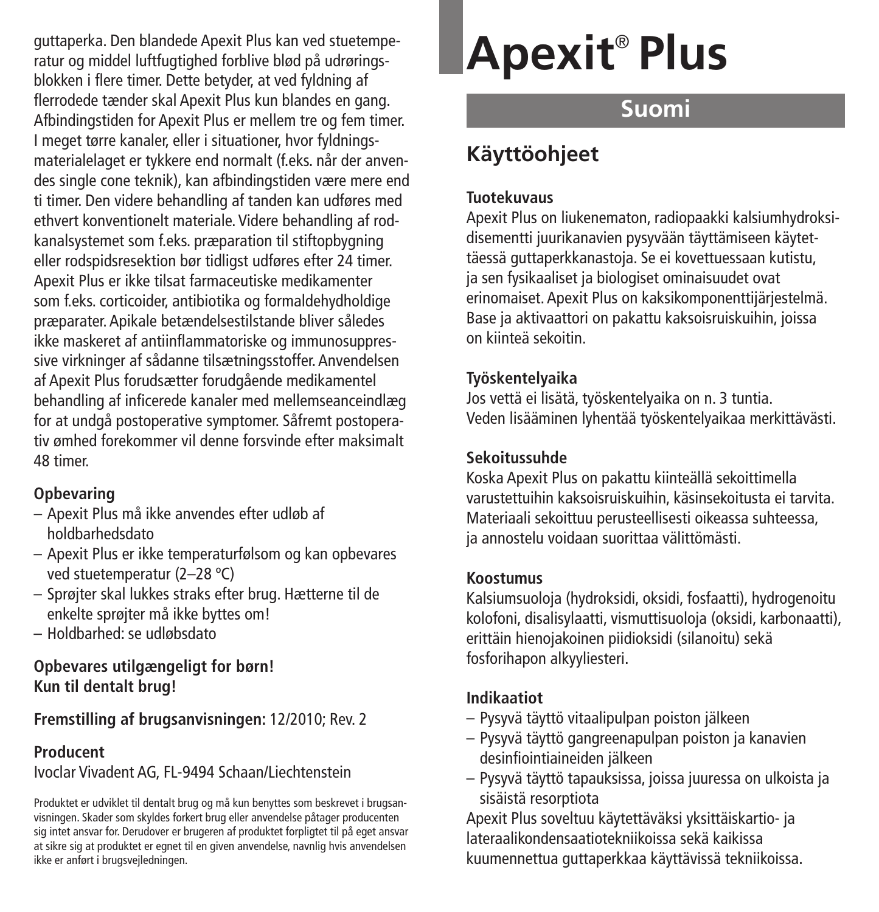guttaperka. Den blandede Apexit Plus kan ved stuetemperatur og middel luftfugtighed forblive blød på udrøringsblokken i flere timer. Dette betyder, at ved fyldning af flerrodede tænder skal Apexit Plus kun blandes en gang. Afbindingstiden for Apexit Plus er mellem tre og fem timer. I meget tørre kanaler, eller i situationer, hvor fyldningsmaterialelaget er tykkere end normalt (f.eks. når der anvendes single cone teknik), kan afbindingstiden være mere end ti timer. Den videre behandling af tanden kan udføres med ethvert konventionelt materiale. Videre behandling af rodkanalsystemet som f.eks. præparation til stiftopbygning eller rodspidsresektion bør tidligst udføres efter 24 timer. Apexit Plus er ikke tilsat farmaceutiske medikamenter som f.eks. corticoider, antibiotika og formaldehydholdige præparater. Apikale betændelsestilstande bliver således ikke maskeret af antiinflammatoriske og immunosuppressive virkninger af sådanne tilsætningsstoffer. Anvendelsen af Apexit Plus forudsætter forudgående medikamentel behandling af inficerede kanaler med mellemseanceindlæg for at undgå postoperative symptomer. Såfremt postoperativ ømhed forekommer vil denne forsvinde efter maksimalt 48 timer.

### Opbevaring

- Apexit Plus må ikke anvendes efter udløb af holdbarhedsdato
- Apexit Plus er ikke temperaturfølsom og kan opbevares ved stuetemperatur (2–28 °C)
- Sprøjter skal lukkes straks efter brug. Hætterne til de enkelte sprøjter må ikke byttes om!
- Holdbarhed: se udløbsdato

**Opbevares utilgængeligt for børn!**
**Kun til dentalt brug!**

**Fremstilling af brugsanvisningen:** 12/2010; Rev. 2

### Producent

Ivoclar Vivadent AG, FL-9494 Schaan/Liechtenstein

Produktet er udviklet til dentalt brug og må kun benyttes som beskrevet i brugsanvisningen. Skader som skyldes forkert brug eller anvendelse påtager producenten sig intet ansvar for. Derudover er brugeren af produktet forpligtet til på eget ansvar at sikre sig at produktet er egnet til en given anvendelse, navnlig hvis anvendelsen ikke er anført i brugsvejledningen.

# Apexit® Plus

## Suomi

## Käyttöohjeet

### Tuotekuvaus

Apexit Plus on liukenematon, radiopaakki kalsiumhydroksidisementti juurikanavien pysyvään täyttämiseen käytettäessä guttaperkkanastoja. Se ei kovettuessaan kutistu, ja sen fysikaaliset ja biologiset ominaisuudet ovat erinomaiset. Apexit Plus on kaksikomponenttijärjestelmä. Base ja aktivaattori on pakattu kaksoisruiskuihin, joissa on kiinteä sekoitin.

### Työskentelyaika

Jos vettä ei lisätä, työskentelyaika on n. 3 tuntia. Veden lisääminen lyhentää työskentelyaikaa merkittävästi.

### Sekoitussuhde

Koska Apexit Plus on pakattu kiinteällä sekoittimella varustettuihin kaksoisruiskuihin, käsinsekoitusta ei tarvita. Materiaali sekoittuu perusteellisesti oikeassa suhteessa, ja annostelu voidaan suorittaa välittömästi.

### Koostumus

Kalsiumsuoloja (hydroksidi, oksidi, fosfaatti), hydrogenoitu kolofoni, disalisylaatti, vismuttisuoloja (oksidi, karbonaatti), erittäin hienojakoinen piidioksidi (silanoitu) sekä fosforihapon alkyyliesteri.

### Indikaatiot

- Pysyvä täyttö vitaalipulpan poiston jälkeen
- Pysyvä täyttö gangreenapulpan poiston ja kanavien desinfiointiaineiden jälkeen
- Pysyvä täyttö tapauksissa, joissa juuressa on ulkoista ja sisäistä resorptiota

Apexit Plus soveltuu käytettäväksi yksittäiskartio- ja lateraalikondensaatiotekniikoissa sekä kaikissa kuumennettua guttaperkkaa käyttävissä tekniikoissa.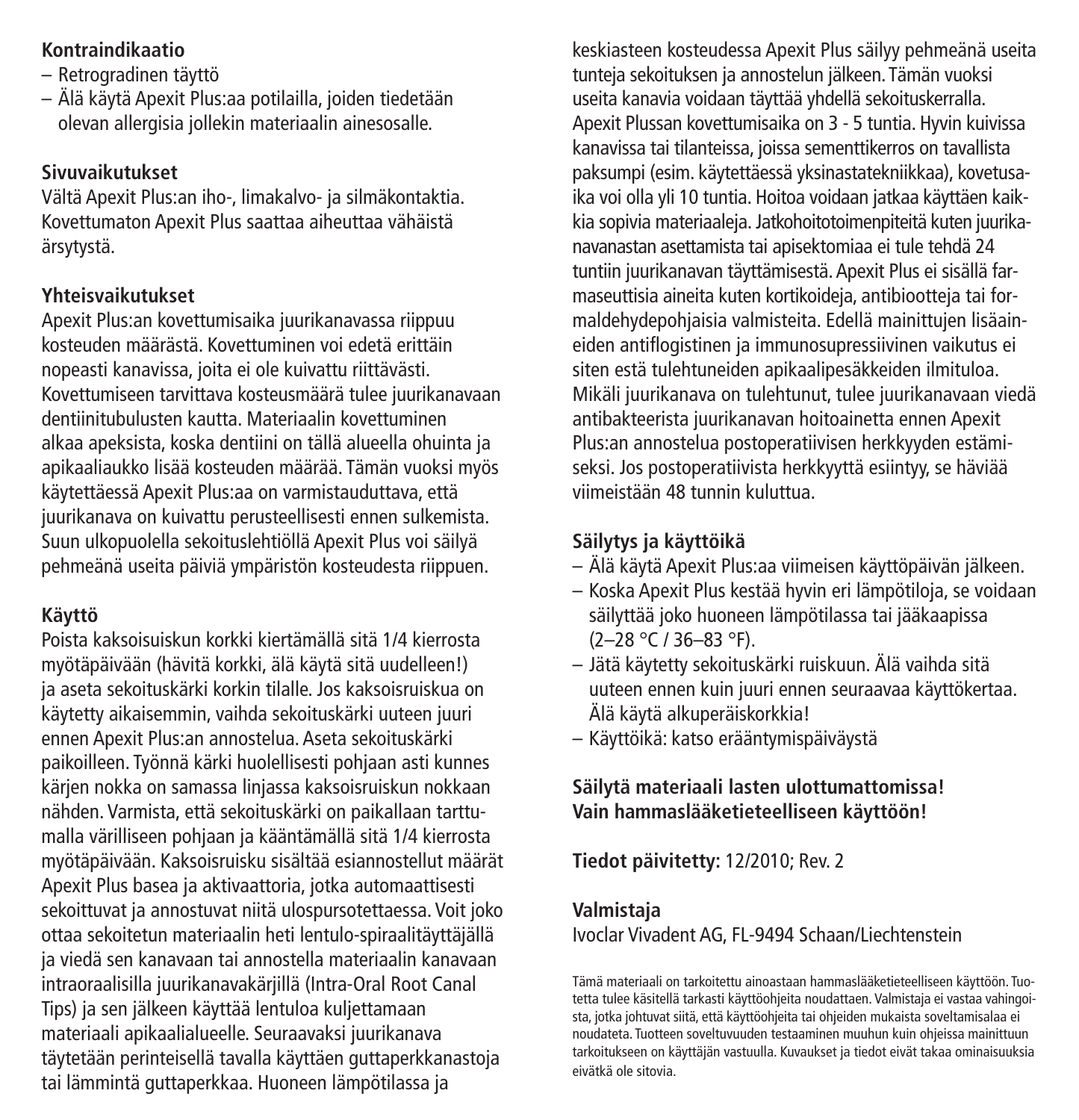**Kontraindikaatio**

– Retrogradinen täyttö
– Älä käytä Apexit Plus:aa potilailla, joiden tiedetään olevan allergisia jollekin materiaalin ainesosalle.

**Sivuvaikutukset**

Vältä Apexit Plus:an iho-, limakalvo- ja silmäkontaktia. Kovettumaton Apexit Plus saattaa aiheuttaa vähäistä ärsytystä.

**Yhteisvaikutukset**

Apexit Plus:an kovettumisaika juurikanavassa riippuu kosteuden määrästä. Kovettuminen voi edetä erittäin nopeasti kanavissa, joita ei ole kuivattu riittävästi. Kovettumiseen tarvittava kosteusmäärä tulee juurikanavaan dentiinitubulusten kautta. Materiaalin kovettuminen alkaa apeksista, koska dentiini on tällä alueella ohuinta ja apikaaliaukko lisää kosteuden määrää. Tämän vuoksi myös käytettäessä Apexit Plus:aa on varmistauduttava, että juurikanava on kuivattu perusteellisesti ennen sulkemista. Suun ulkopuolella sekoituslehtiöllä Apexit Plus voi säilyä pehmeänä useita päiviä ympäristön kosteudesta riippuen.

**Käyttö**

Poista kaksoisuiskun korkki kiertämällä sitä 1/4 kierrosta myötäpäivään (hävitä korkki, älä käytä sitä uudelleen!) ja aseta sekoituskärki korkin tilalle. Jos kaksoisruiskua on käytetty aikaisemmin, vaihda sekoituskärki uuteen juuri ennen Apexit Plus:an annostelua. Aseta sekoituskärki paikoilleen. Työnnä kärki huolellisesti pohjaan asti kunnes kärjen nokka on samassa linjassa kaksoisruiskun nokkaan nähden. Varmista, että sekoituskärki on paikallaan tarttumalla värilliseen pohjaan ja kääntämällä sitä 1/4 kierrosta myötäpäivään. Kaksoisruisku sisältää esiannostellut määrät Apexit Plus basea ja aktivaattoria, jotka automaattisesti sekoittuvat ja annostuvat niitä ulospursotettaessa. Voit joko ottaa sekoitetun materiaalin heti lentulo-spiraalitäyttäjällä ja viedä sen kanavaan tai annostella materiaalin kanavaan intraoraalisilla juurikanavakärjillä (Intra-Oral Root Canal Tips) ja sen jälkeen käyttää lentuloa kuljettamaan materiaali apikaalialueelle. Seuraavaksi juurikanava täytetään perinteisellä tavalla käyttäen guttaperkkanastoja tai lämmintä guttaperkkaa. Huoneen lämpötilassa ja keskiasteen kosteudessa Apexit Plus säilyy pehmeänä useita tunteja sekoituksen ja annostelun jälkeen. Tämän vuoksi useita kanavia voidaan täyttää yhdellä sekoituskerralla. Apexit Plussan kovettumisaika on 3 - 5 tuntia. Hyvin kuivissa kanavissa tai tilanteissa, joissa sementtikerros on tavallista paksumpi (esim. käytettäessä yksinastatekniikkaa), kovetusaika voi olla yli 10 tuntia. Hoitoa voidaan jatkaa käyttäen kaikkia sopivia materiaaleja. Jatkohoitotoimenpiteitä kuten juurikanavanastan asettamista tai apisektomiaa ei tule tehdä 24 tuntiin juurikanavan täyttämisestä. Apexit Plus ei sisällä farmaseuttisia aineita kuten kortikoideja, antibiootteja tai formaldehydepohjaisia valmisteita. Edellä mainittujen lisäaineiden antiflogistinen ja immunosupressiivinen vaikutus ei siten estä tulehtuneiden apikaalipesäkkeiden ilmituloa. Mikäli juurikanava on tulehtunut, tulee juurikanavaan viedä antibakteerista juurikanavan hoitoainetta ennen Apexit Plus:an annostelua postoperatiivisen herkkyyden estämiseksi. Jos postoperatiivista herkkyyttä esiintyy, se häviää viimeistään 48 tunnin kuluttua.

**Säilytys ja käyttöikä**

– Älä käytä Apexit Plus:aa viimeisen käyttöpäivän jälkeen.
– Koska Apexit Plus kestää hyvin eri lämpötiloja, se voidaan säilyttää joko huoneen lämpötilassa tai jääkaapissa (2–28 °C / 36–83 °F).
– Jätä käytetty sekoituskärki ruiskuun. Älä vaihda sitä uuteen ennen kuin juuri ennen seuraavaa käyttökertaa. Älä käytä alkuperäiskorkkia!
– Käyttöikä: katso erääntymispäiväystä

**Säilytä materiaali lasten ulottumattomissa!**
**Vain hammaslääketieteelliseen käyttöön!**

**Tiedot päivitetty:** 12/2010; Rev. 2

**Valmistaja**
Ivoclar Vivadent AG, FL-9494 Schaan/Liechtenstein

Tämä materiaali on tarkoitettu ainoastaan hammaslääketieteelliseen käyttöön. Tuotetta tulee käsitellä tarkasti käyttöohjeita noudattaen. Valmistaja ei vastaa vahingoista, jotka johtuvat siitä, että käyttöohjeita tai ohjeiden mukaista soveltamisalaa ei noudateta. Tuotteen soveltuvuuden testaaminen muuhun kuin ohjeissa mainittuun tarkoitukseen on käyttäjän vastuulla. Kuvaukset ja tiedot eivät takaa ominaisuuksia eivätkä ole sitovia.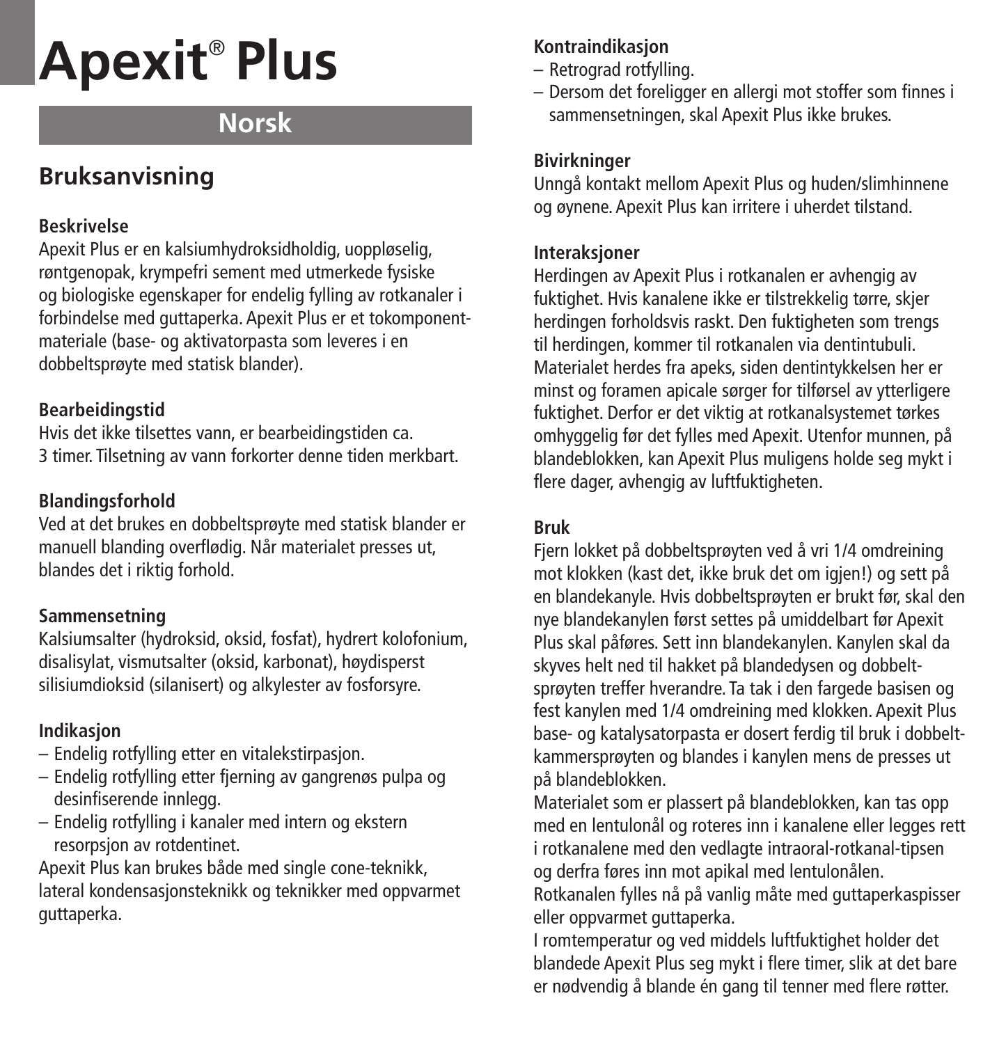# Apexit® Plus

## Norsk

## Bruksanvisning

**Beskrivelse**
Apexit Plus er en kalsiumhydroksidholdig, uoppløselig, røntgenopak, krympefri sement med utmerkede fysiske og biologiske egenskaper for endelig fylling av rotkanaler i forbindelse med guttaperka. Apexit Plus er et tokomponent-materiale (base- og aktivatorpasta som leveres i en dobbeltsprøyte med statisk blander).

**Bearbeidingstid**
Hvis det ikke tilsettes vann, er bearbeidingstiden ca. 3 timer. Tilsetning av vann forkorter denne tiden merkbart.

**Blandingsforhold**
Ved at det brukes en dobbeltsprøyte med statisk blander er manuell blanding overflødig. Når materialet presses ut, blandes det i riktig forhold.

**Sammensetning**
Kalsiumsalter (hydroksid, oksid, fosfat), hydrert kolofonium, disalisylat, vismutsalter (oksid, karbonat), høydisperst silisiumdioksid (silanisert) og alkylester av fosforsyre.

**Indikasjon**
– Endelig rotfylling etter en vitalekstirpasjon.
– Endelig rotfylling etter fjerning av gangrenøs pulpa og desinfiserende innlegg.
– Endelig rotfylling i kanaler med intern og ekstern resorpsjon av rotdentinet.

Apexit Plus kan brukes både med single cone-teknikk, lateral kondensasjonsteknikk og teknikker med oppvarmet guttaperka.

**Kontraindikasjon**
– Retrograd rotfylling.
– Dersom det foreligger en allergi mot stoffer som finnes i sammensetningen, skal Apexit Plus ikke brukes.

**Bivirkninger**
Unngå kontakt mellom Apexit Plus og huden/slimhinnene og øynene. Apexit Plus kan irritere i uherdet tilstand.

**Interaksjoner**
Herdingen av Apexit Plus i rotkanalen er avhengig av fuktighet. Hvis kanalene ikke er tilstrekkelig tørre, skjer herdingen forholdsvis raskt. Den fuktigheten som trengs til herdingen, kommer til rotkanalen via dentintubuli. Materialet herdes fra apeks, siden dentintykkelsen her er minst og foramen apicale sørger for tilførsel av ytterligere fuktighet. Derfor er det viktig at rotkanalsystemet tørkes omhyggelig før det fylles med Apexit. Utenfor munnen, på blandeblokken, kan Apexit Plus muligens holde seg mykt i flere dager, avhengig av luftfuktigheten.

**Bruk**
Fjern lokket på dobbeltsprøyten ved å vri 1/4 omdreining mot klokken (kast det, ikke bruk det om igjen!) og sett på en blandekanyle. Hvis dobbeltsprøyten er brukt før, skal den nye blandekanylen først settes på umiddelbart før Apexit Plus skal påføres. Sett inn blandekanylen. Kanylen skal da skyves helt ned til hakket på blandedysen og dobbelt-sprøyten treffer hverandre. Ta tak i den fargede basisen og fest kanylen med 1/4 omdreining med klokken. Apexit Plus base- og katalysatorpasta er dosert ferdig til bruk i dobbelt-kammersprøyten og blandes i kanylen mens de presses ut på blandeblokken.
Materialet som er plassert på blandeblokken, kan tas opp med en lentulonål og roteres inn i kanalene eller legges rett i rotkanalene med den vedlagte intraoral-rotkanal-tipsen og derfra føres inn mot apikal med lentulonålen.
Rotkanalen fylles nå på vanlig måte med guttaperkaspisser eller oppvarmet guttaperka.
I romtemperatur og ved middels luftfuktighet holder det blandede Apexit Plus seg mykt i flere timer, slik at det bare er nødvendig å blande én gang til tenner med flere røtter.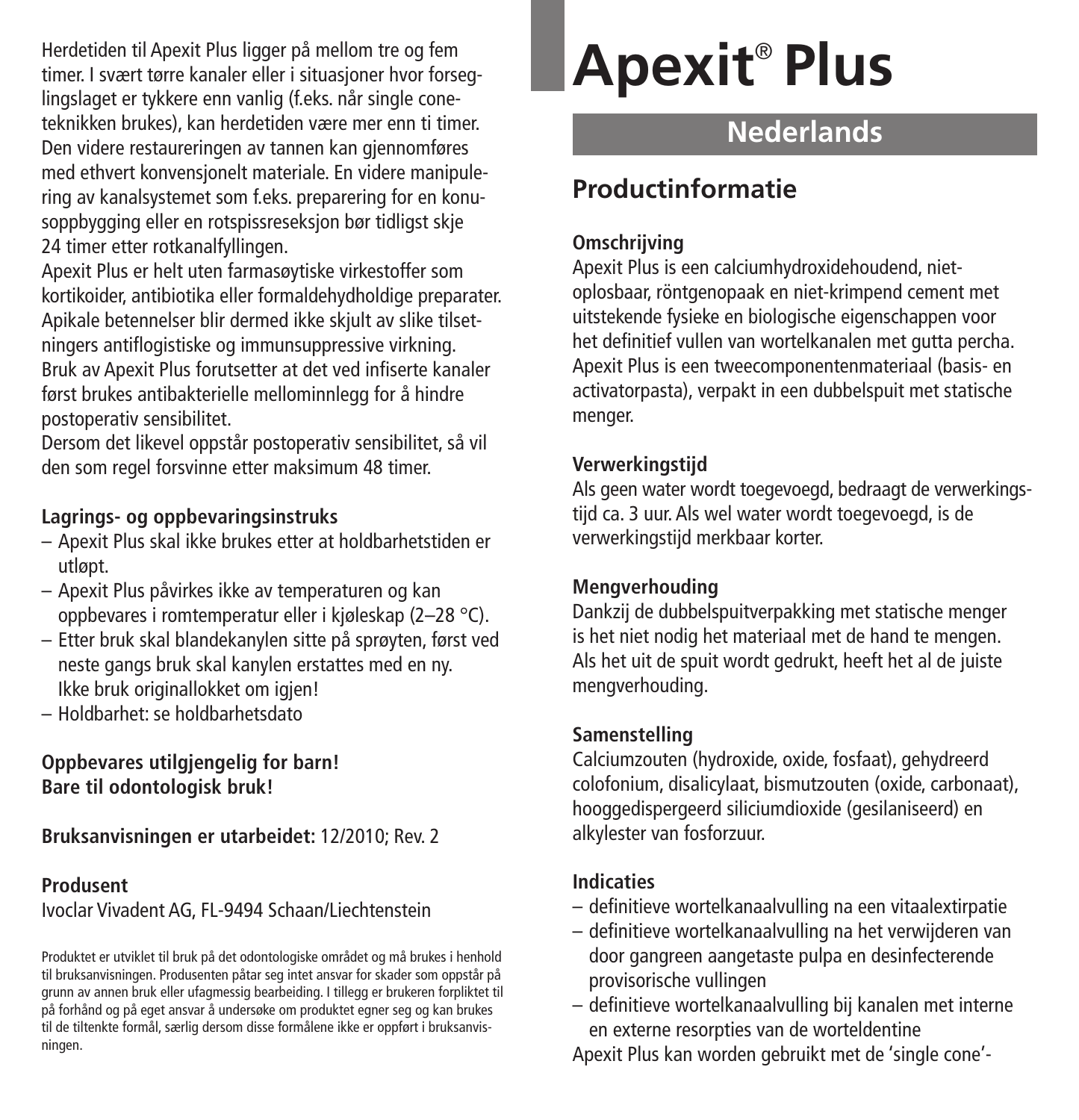Herdetiden til Apexit Plus ligger på mellom tre og fem timer. I svært tørre kanaler eller i situasjoner hvor forseglingslaget er tykkere enn vanlig (f.eks. når single coneteknikken brukes), kan herdetiden være mer enn ti timer. Den videre restaureringen av tannen kan gjennomføres med ethvert konvensjonelt materiale. En videre manipulering av kanalsystemet som f.eks. preparering for en konusoppbygging eller en rotspissreseksjon bør tidligst skje 24 timer etter rotkanalfyllingen.
Apexit Plus er helt uten farmasøytiske virkestoffer som kortikoider, antibiotika eller formaldehydholdige preparater. Apikale betennelser blir dermed ikke skjult av slike tilsetningers antiflogistiske og immunsuppressive virkning. Bruk av Apexit Plus forutsetter at det ved infiserte kanaler først brukes antibakterielle mellominnlegg for å hindre postoperativ sensibilitet.
Dersom det likevel oppstår postoperativ sensibilitet, så vil den som regel forsvinne etter maksimum 48 timer.

**Lagrings- og oppbevaringsinstruks**
- Apexit Plus skal ikke brukes etter at holdbarhetstiden er utløpt.
- Apexit Plus påvirkes ikke av temperaturen og kan oppbevares i romtemperatur eller i kjøleskap (2–28 °C).
- Etter bruk skal blandekanylen sitte på sprøyten, først ved neste gangs bruk skal kanylen erstattes med en ny. Ikke bruk originallokket om igjen!
- Holdbarhet: se holdbarhetsdato

**Oppbevares utilgjengelig for barn!**
**Bare til odontologisk bruk!**

**Bruksanvisningen er utarbeidet:** 12/2010; Rev. 2

**Produsent**
Ivoclar Vivadent AG, FL-9494 Schaan/Liechtenstein

Produktet er utviklet til bruk på det odontologiske området og må brukes i henhold til bruksanvisningen. Produsenten påtar seg intet ansvar for skader som oppstår på grunn av annen bruk eller ufagmessig bearbeiding. I tillegg er brukeren forpliktet til på forhånd og på eget ansvar å undersøke om produktet egner seg og kan brukes til de tiltenkte formål, særlig dersom disse formålene ikke er oppført i bruksanvisningen.

# Apexit® Plus

## Nederlands

## Productinformatie

**Omschrijving**
Apexit Plus is een calciumhydroxidehoudend, niet-oplosbaar, röntgenopaak en niet-krimpend cement met uitstekende fysieke en biologische eigenschappen voor het definitief vullen van wortelkanalen met gutta percha. Apexit Plus is een tweecomponentenmateriaal (basis- en activatorpasta), verpakt in een dubbelspuit met statische menger.

**Verwerkingstijd**
Als geen water wordt toegevoegd, bedraagt de verwerkingstijd ca. 3 uur. Als wel water wordt toegevoegd, is de verwerkingstijd merkbaar korter.

**Mengverhouding**
Dankzij de dubbelspuitverpakking met statische menger is het niet nodig het materiaal met de hand te mengen. Als het uit de spuit wordt gedrukt, heeft het al de juiste mengverhouding.

**Samenstelling**
Calciumzouten (hydroxide, oxide, fosfaat), gehydreerd colofonium, disalicylaat, bismutzouten (oxide, carbonaat), hooggedispergeerd siliciumdioxide (gesilaniseerd) en alkylester van fosforzuur.

**Indicaties**
- definitieve wortelkanaalvulling na een vitaalextirpatie
- definitieve wortelkanaalvulling na het verwijderen van door gangreen aangetaste pulpa en desinfecterende provisorische vullingen
- definitieve wortelkanaalvulling bij kanalen met interne en externe resorpties van de worteldentine

Apexit Plus kan worden gebruikt met de 'single cone'-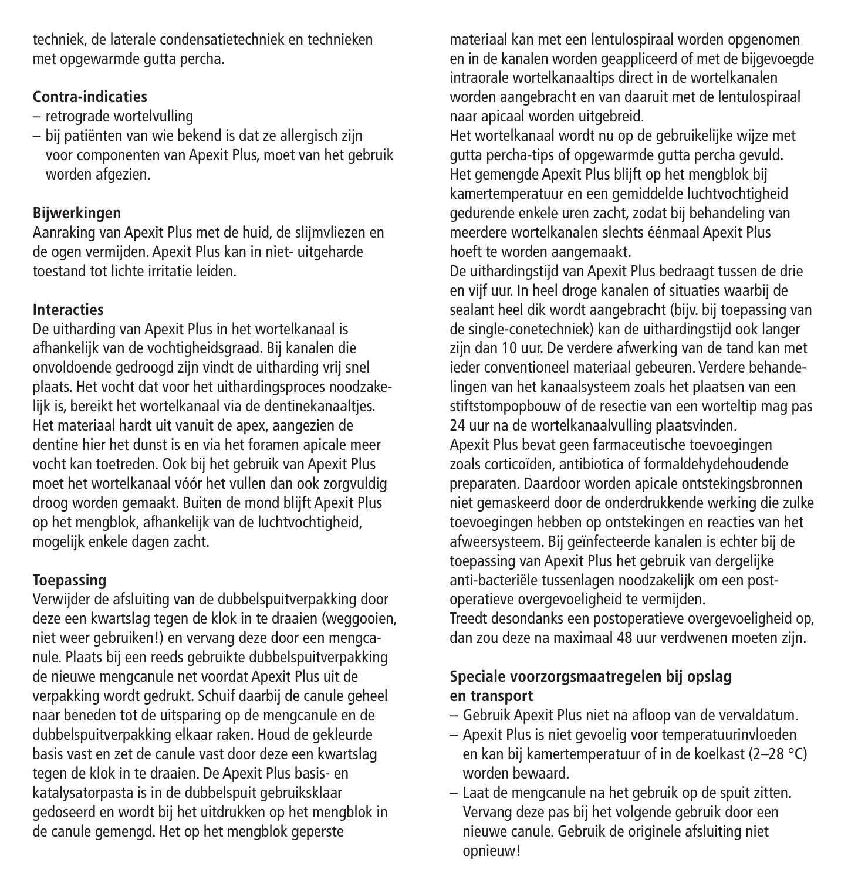techniek, de laterale condensatietechniek en technieken met opgewarmde gutta percha.

**Contra-indicaties**

- retrograde wortelvulling
- bij patiënten van wie bekend is dat ze allergisch zijn voor componenten van Apexit Plus, moet van het gebruik worden afgezien.

**Bijwerkingen**

Aanraking van Apexit Plus met de huid, de slijmvliezen en de ogen vermijden. Apexit Plus kan in niet- uitgeharde toestand tot lichte irritatie leiden.

**Interacties**

De uitharding van Apexit Plus in het wortelkanaal is afhankelijk van de vochtigheidsgraad. Bij kanalen die onvoldoende gedroogd zijn vindt de uitharding vrij snel plaats. Het vocht dat voor het uithardingsproces noodzakelijk is, bereikt het wortelkanaal via de dentinekanaaltjes. Het materiaal hardt uit vanuit de apex, aangezien de dentine hier het dunst is en via het foramen apicale meer vocht kan toetreden. Ook bij het gebruik van Apexit Plus moet het wortelkanaal vóór het vullen dan ook zorgvuldig droog worden gemaakt. Buiten de mond blijft Apexit Plus op het mengblok, afhankelijk van de luchtvochtigheid, mogelijk enkele dagen zacht.

**Toepassing**

Verwijder de afsluiting van de dubbelspuitverpakking door deze een kwartslag tegen de klok in te draaien (weggooien, niet weer gebruiken!) en vervang deze door een mengcanule. Plaats bij een reeds gebruikte dubbelspuitverpakking de nieuwe mengcanule net voordat Apexit Plus uit de verpakking wordt gedrukt. Schuif daarbij de canule geheel naar beneden tot de uitsparing op de mengcanule en de dubbelspuitverpakking elkaar raken. Houd de gekleurde basis vast en zet de canule vast door deze een kwartslag tegen de klok in te draaien. De Apexit Plus basis- en katalysatorpasta is in de dubbelspuit gebruiksklaar gedoseerd en wordt bij het uitdrukken op het mengblok in de canule gemengd. Het op het mengblok geperste materiaal kan met een lentulospiraal worden opgenomen en in de kanalen worden geappliceerd of met de bijgevoegde intraorale wortelkanaaltips direct in de wortelkanalen worden aangebracht en van daaruit met de lentulospiraal naar apicaal worden uitgebreid.
Het wortelkanaal wordt nu op de gebruikelijke wijze met gutta percha-tips of opgewarmde gutta percha gevuld.
Het gemengde Apexit Plus blijft op het mengblok bij kamertemperatuur en een gemiddelde luchtvochtigheid gedurende enkele uren zacht, zodat bij behandeling van meerdere wortelkanalen slechts éénmaal Apexit Plus hoeft te worden aangemaakt.
De uithardingstijd van Apexit Plus bedraagt tussen de drie en vijf uur. In heel droge kanalen of situaties waarbij de sealant heel dik wordt aangebracht (bijv. bij toepassing van de single-conetechniek) kan de uithardingstijd ook langer zijn dan 10 uur. De verdere afwerking van de tand kan met ieder conventioneel materiaal gebeuren. Verdere behandelingen van het kanaalsysteem zoals het plaatsen van een stiftstompopbouw of de resectie van een worteltip mag pas 24 uur na de wortelkanaalvulling plaatsvinden.
Apexit Plus bevat geen farmaceutische toevoegingen zoals corticoïden, antibiotica of formaldehydehoudende preparaten. Daardoor worden apicale ontstekingsbronnen niet gemaskeerd door de onderdrukkende werking die zulke toevoegingen hebben op ontstekingen en reacties van het afweersysteem. Bij geïnfecteerde kanalen is echter bij de toepassing van Apexit Plus het gebruik van dergelijke anti-bacteriële tussenlagen noodzakelijk om een post-operatieve overgevoeligheid te vermijden.
Treedt desondanks een postoperatieve overgevoeligheid op, dan zou deze na maximaal 48 uur verdwenen moeten zijn.

**Speciale voorzorgsmaatregelen bij opslag en transport**

- Gebruik Apexit Plus niet na afloop van de vervaldatum.
- Apexit Plus is niet gevoelig voor temperatuurinvloeden en kan bij kamertemperatuur of in de koelkast (2–28 °C) worden bewaard.
- Laat de mengcanule na het gebruik op de spuit zitten. Vervang deze pas bij het volgende gebruik door een nieuwe canule. Gebruik de originele afsluiting niet opnieuw!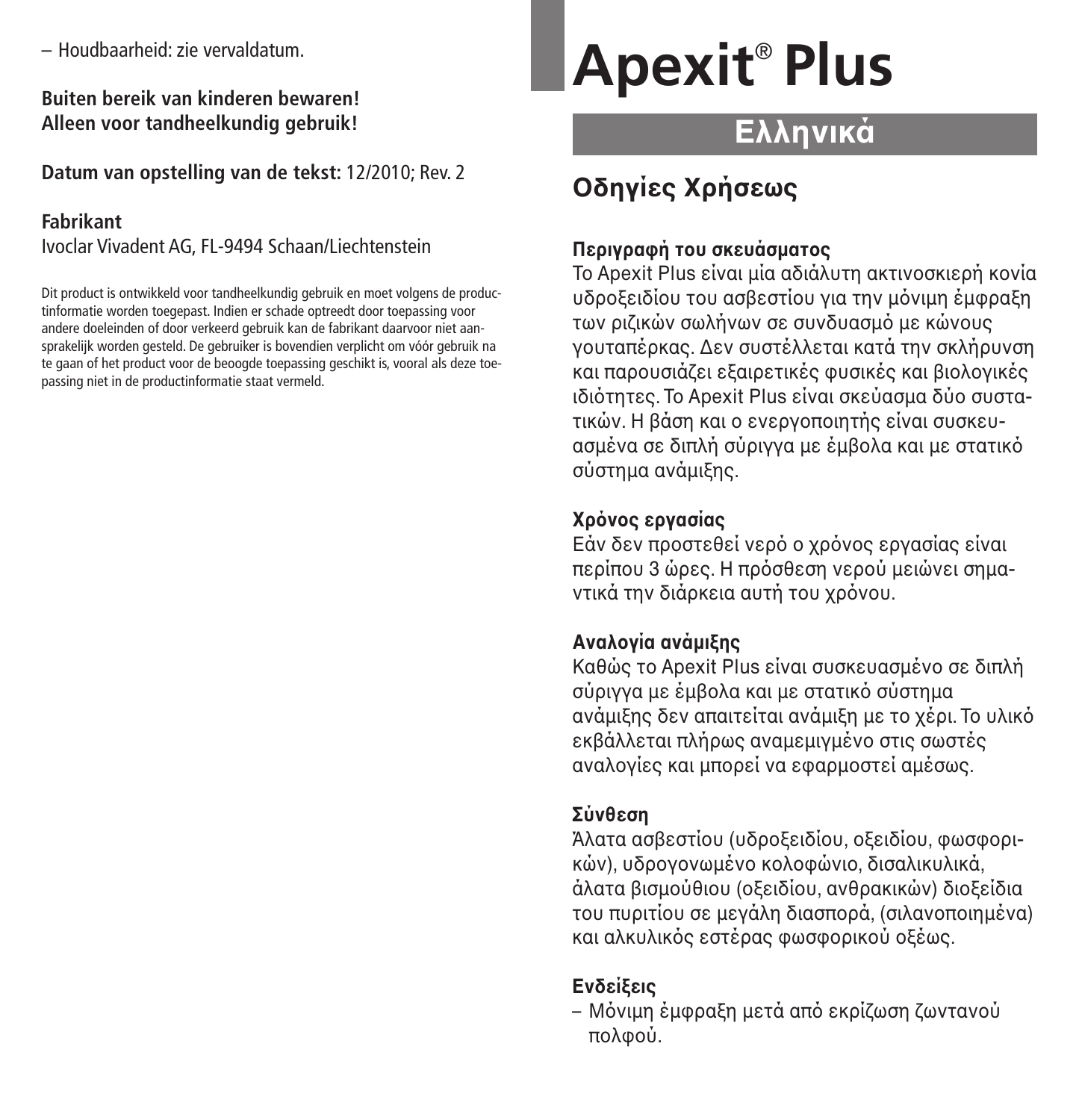– Houdbaarheid: zie vervaldatum.

**Buiten bereik van kinderen bewaren!**
**Alleen voor tandheelkundig gebruik!**

**Datum van opstelling van de tekst:** 12/2010; Rev. 2

**Fabrikant**
Ivoclar Vivadent AG, FL-9494 Schaan/Liechtenstein

Dit product is ontwikkeld voor tandheelkundig gebruik en moet volgens de productinformatie worden toegepast. Indien er schade optreedt door toepassing voor andere doeleinden of door verkeerd gebruik kan de fabrikant daarvoor niet aansprakelijk worden gesteld. De gebruiker is bovendien verplicht om vóór gebruik na te gaan of het product voor de beoogde toepassing geschikt is, vooral als deze toepassing niet in de productinformatie staat vermeld.

# Apexit® Plus

## Ελληνικά

## Οδηγίες Χρήσεως

### Περιγραφή του σκευάσματος

Το Apexit Plus είναι μία αδιάλυτη ακτινοσκιερή κονία υδροξειδίου του ασβεστίου για την μόνιμη έμφραξη των ριζικών σωλήνων σε συνδυασμό με κώνους γουταπέρκας. Δεν συστέλλεται κατά την σκλήρυνση και παρουσιάζει εξαιρετικές φυσικές και βιολογικές ιδιότητες. Το Apexit Plus είναι σκεύασμα δύο συστατικών. Η βάση και ο ενεργοποιητής είναι συσκευασμένα σε διπλή σύριγγα με έμβολα και με στατικό σύστημα ανάμιξης.

### Χρόνος εργασίας

Εάν δεν προστεθεί νερό ο χρόνος εργασίας είναι περίπου 3 ώρες. Η πρόσθεση νερού μειώνει σημαντικά την διάρκεια αυτή του χρόνου.

### Αναλογία ανάμιξης

Καθώς το Apexit Plus είναι συσκευασμένο σε διπλή σύριγγα με έμβολα και με στατικό σύστημα ανάμιξης δεν απαιτείται ανάμιξη με το χέρι. Το υλικό εκβάλλεται πλήρως αναμεμιγμένο στις σωστές αναλογίες και μπορεί να εφαρμοστεί αμέσως.

### Σύνθεση

Άλατα ασβεστίου (υδροξειδίου, οξειδίου, φωσφορικών), υδρογονωμένο κολοφώνιο, δισαλικυλικά, άλατα βισμούθιου (οξειδίου, ανθρακικών) διοξείδια του πυριτίου σε μεγάλη διασπορά, (σιλανοποιημένα) και αλκυλικός εστέρας φωσφορικού οξέως.

### Ενδείξεις

– Μόνιμη έμφραξη μετά από εκρίζωση ζωντανού πολφού.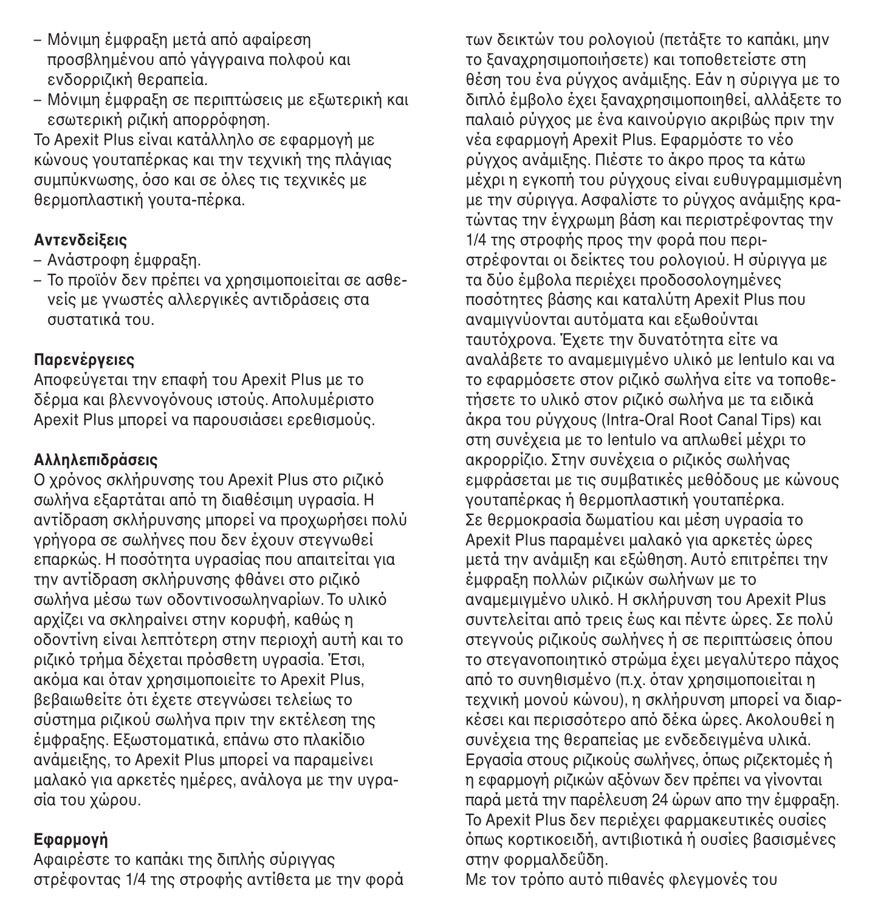– Μόνιμη έμφραξη μετά από αφαίρεση προσβλημένου από γάγγραινα πολφού και ενδορριζική θεραπεία.
– Μόνιμη έμφραξη σε περιπτώσεις με εξωτερική και εσωτερική ριζική απορρόφηση.

Το Apexit Plus είναι κατάλληλο σε εφαρμογή με κώνους γουταπέρκας και την τεχνική της πλάγιας συμπύκνωσης, όσο και σε όλες τις τεχνικές με θερμοπλαστική γουτα-πέρκα.

**Αντενδείξεις**

– Ανάστροφη έμφραξη.
– Το προϊόν δεν πρέπει να χρησιμοποιείται σε ασθενείς με γνωστές αλλεργικές αντιδράσεις στα συστατικά του.

**Παρενέργειες**

Αποφεύγεται την επαφή του Apexit Plus με το δέρμα και βλεννογόνους ιστούς. Απολυμέριστο Apexit Plus μπορεί να παρουσιάσει ερεθισμούς.

**Αλληλεπιδράσεις**

Ο χρόνος σκλήρυνσης του Apexit Plus στο ριζικό σωλήνα εξαρτάται από τη διαθέσιμη υγρασία. Η αντίδραση σκλήρυνσης μπορεί να προχωρήσει πολύ γρήγορα σε σωλήνες που δεν έχουν στεγνωθεί επαρκώς. Η ποσότητα υγρασίας που απαιτείται για την αντίδραση σκλήρυνσης φθάνει στο ριζικό σωλήνα μέσω των οδοντινοσωληναρίων. Το υλικό αρχίζει να σκληραίνει στην κορυφή, καθώς η οδοντίνη είναι λεπτότερη στην περιοχή αυτή και το ριζικό τρήμα δέχεται πρόσθετη υγρασία. Έτσι, ακόμα και όταν χρησιμοποιείτε το Apexit Plus, βεβαιωθείτε ότι έχετε στεγνώσει τελείως το σύστημα ριζικού σωλήνα πριν την εκτέλεση της έμφραξης. Εξωστοματικά, επάνω στο πλακίδιο ανάμειξης, το Apexit Plus μπορεί να παραμείνει μαλακό για αρκετές ημέρες, ανάλογα με την υγρασία του χώρου.

**Εφαρμογή**

Αφαιρέστε το καπάκι της διπλής σύριγγας στρέφοντας 1/4 της στροφής αντίθετα με την φορά των δεικτών του ρολογιού (πετάξτε το καπάκι, μην το ξαναχρησιμοποιήσετε) και τοποθετείστε στη θέση του ένα ρύγχος ανάμιξης. Εάν η σύριγγα με το διπλό έμβολο έχει ξαναχρησιμοποιηθεί, αλλάξετε το παλαιό ρύγχος με ένα καινούργιο ακριβώς πριν την νέα εφαρμογή Apexit Plus. Εφαρμόστε το νέο ρύγχος ανάμιξης. Πιέστε το άκρο προς τα κάτω μέχρι η εγκοπή του ρύγχους είναι ευθυγραμμισμένη με την σύριγγα. Ασφαλίστε το ρύγχος ανάμιξης κρατώντας την έγχρωμη βάση και περιστρέφοντας την 1/4 της στροφής προς την φορά που περιστρέφονται οι δείκτες του ρολογιού. Η σύριγγα με τα δύο έμβολα περιέχει προδοσολογημένες ποσότητες βάσης και καταλύτη Apexit Plus που αναμιγνύονται αυτόματα και εξωθούνται ταυτόχρονα. Έχετε την δυνατότητα είτε να αναλάβετε το αναμεμιγμένο υλικό με lentulo και να το εφαρμόσετε στον ριζικό σωλήνα είτε να τοποθετήσετε το υλικό στον ριζικό σωλήνα με τα ειδικά άκρα του ρύγχους (Intra-Oral Root Canal Tips) και στη συνέχεια με το lentulo να απλωθεί μέχρι το ακρορρίζιο. Στην συνέχεια ο ριζικός σωλήνας εμφράσεται με τις συμβατικές μεθόδους με κώνους γουταπέρκας ή θερμοπλαστική γουταπέρκα.
Σε θερμοκρασία δωματίου και μέση υγρασία το Apexit Plus παραμένει μαλακό για αρκετές ώρες μετά την ανάμιξη και εξώθηση. Αυτό επιτρέπει την έμφραξη πολλών ριζικών σωλήνων με το αναμεμιγμένο υλικό. Η σκλήρυνση του Apexit Plus συντελείται από τρεις έως και πέντε ώρες. Σε πολύ στεγνούς ριζικούς σωλήνες ή σε περιπτώσεις όπου το στεγανοποιητικό στρώμα έχει μεγαλύτερο πάχος από το συνηθισμένο (π.χ. όταν χρησιμοποιείται η τεχνική μονού κώνου), η σκλήρυνση μπορεί να διαρκέσει και περισσότερο από δέκα ώρες. Ακολουθεί η συνέχεια της θεραπείας με ενδεδειγμένα υλικά. Εργασία στους ριζικούς σωλήνες, όπως ριζεκτομές ή η εφαρμογή ριζικών αξόνων δεν πρέπει να γίνονται παρά μετά την παρέλευση 24 ώρων απο την έμφραξη. Το Apexit Plus δεν περιέχει φαρμακευτικές ουσίες όπως κορτικοειδή, αντιβιοτικά ή ουσίες βασισμένες στην φορμαλδεΰδη.
Με τον τρόπο αυτό πιθανές φλεγμονές του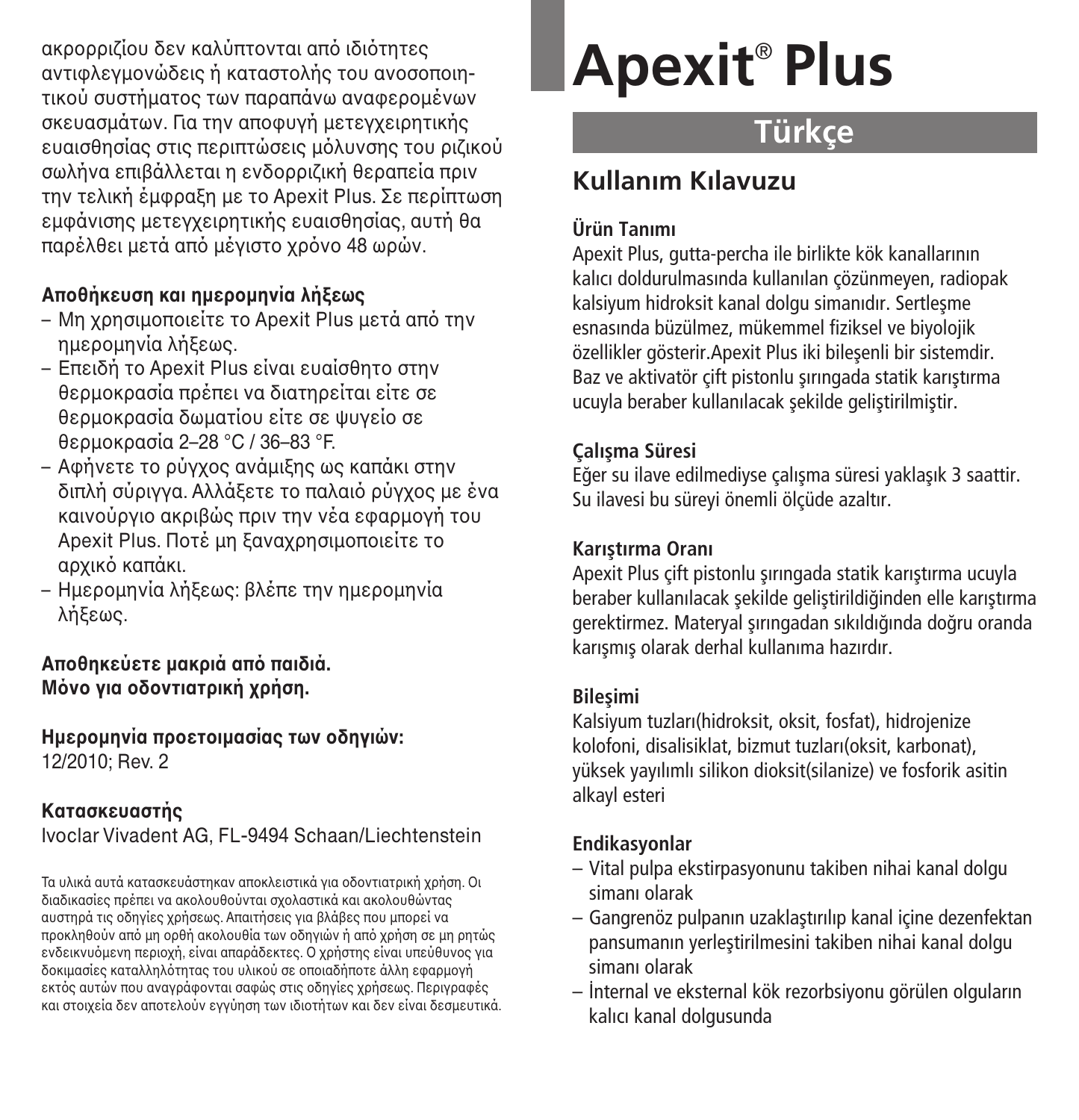ακρορριζίου δεν καλύπτονται από ιδιότητες αντιφλεγμονώδεις ή καταστολής του ανοσοποιητικού συστήματος των παραπάνω αναφερομένων σκευασμάτων. Για την αποφυγή μετεγχειρητικής ευαισθησίας στις περιπτώσεις μόλυνσης του ριζικού σωλήνα επιβάλλεται η ενδορριζική θεραπεία πριν την τελική έμφραξη με το Apexit Plus. Σε περίπτωση εμφάνισης μετεγχειρητικής ευαισθησίας, αυτή θα παρέλθει μετά από μέγιστο χρόνο 48 ωρών.

**Αποθήκευση και ημερομηνία λήξεως**

- Μη χρησιμοποιείτε το Apexit Plus μετά από την ημερομηνία λήξεως.
- Επειδή το Apexit Plus είναι ευαίσθητο στην θερμοκρασία πρέπει να διατηρείται είτε σε θερμοκρασία δωματίου είτε σε ψυγείο σε θερμοκρασία 2–28 °C / 36–83 °F.
- Αφήνετε το ρύγχος ανάμιξης ως καπάκι στην διπλή σύριγγα. Αλλάξετε το παλαιό ρύγχος με ένα καινούργιο ακριβώς πριν την νέα εφαρμογή του Apexit Plus. Ποτέ μη ξαναχρησιμοποιείτε το αρχικό καπάκι.
- Ημερομηνία λήξεως: βλέπε την ημερομηνία λήξεως.

**Αποθηκεύετε μακριά από παιδιά.**
**Μόνο για οδοντιατρική χρήση.**

**Ημερομηνία προετοιμασίας των οδηγιών:**
12/2010; Rev. 2

**Κατασκευαστής**
Ivoclar Vivadent AG, FL-9494 Schaan/Liechtenstein

Τα υλικά αυτά κατασκευάστηκαν αποκλειστικά για οδοντιατρική χρήση. Οι διαδικασίες πρέπει να ακολουθούνται σχολαστικά και ακολουθώντας αυστηρά τις οδηγίες χρήσεως. Απαιτήσεις για βλάβες που μπορεί να προκληθούν από μη ορθή ακολουθία των οδηγιών ή από χρήση σε μη ρητώς ενδεικνυόμενη περιοχή, είναι απαράδεκτες. Ο χρήστης είναι υπεύθυνος για δοκιμασίες καταλληλότητας του υλικού σε οποιαδήποτε άλλη εφαρμογή εκτός αυτών που αναγράφονται σαφώς στις οδηγίες χρήσεως. Περιγραφές και στοιχεία δεν αποτελούν εγγύηση των ιδιοτήτων και δεν είναι δεσμευτικά.

# Apexit® Plus

## Türkçe

## Kullanım Kılavuzu

**Ürün Tanımı**
Apexit Plus, gutta-percha ile birlikte kök kanallarının kalıcı doldurulmasında kullanılan çözünmeyen, radiopak kalsiyum hidroksit kanal dolgu simanıdır. Sertleşme esnasında büzülmez, mükemmel fiziksel ve biyolojik özellikler gösterir.Apexit Plus iki bileşenli bir sistemdir. Baz ve aktivatör çift pistonlu şırıngada statik karıştırma ucuyla beraber kullanılacak şekilde geliştirilmiştir.

**Çalışma Süresi**
Eğer su ilave edilmediyse çalışma süresi yaklaşık 3 saattir. Su ilavesi bu süreyi önemli ölçüde azaltır.

**Karıştırma Oranı**
Apexit Plus çift pistonlu şırıngada statik karıştırma ucuyla beraber kullanılacak şekilde geliştirildiğinden elle karıştırma gerektirmez. Materyal şırıngadan sıkıldığında doğru oranda karışmış olarak derhal kullanıma hazırdır.

**Bileşimi**
Kalsiyum tuzları(hidroksit, oksit, fosfat), hidrojenize kolofoni, disalisiklat, bizmut tuzları(oksit, karbonat), yüksek yayılımlı silikon dioksit(silanize) ve fosforik asitin alkayl esteri

**Endikasyonlar**

- Vital pulpa ekstirpasyonunu takiben nihai kanal dolgu simanı olarak
- Gangrenöz pulpanın uzaklaştırılıp kanal içine dezenfektan pansumanın yerleştirilmesini takiben nihai kanal dolgu simanı olarak
- İnternal ve eksternal kök rezorbsiyonu görülen olguların kalıcı kanal dolgusunda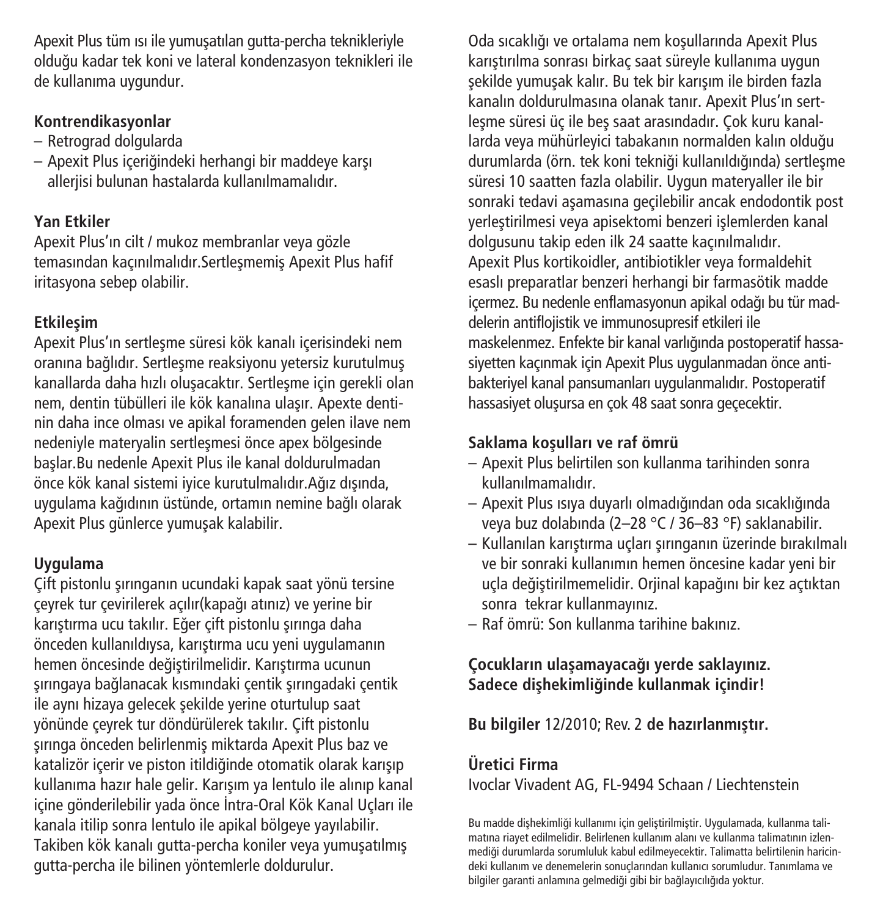Apexit Plus tüm ısı ile yumuşatılan gutta-percha teknikleriyle olduğu kadar tek koni ve lateral kondenzasyon teknikleri ile de kullanıma uygundur.

### Kontrendikasyonlar

- Retrograd dolgularda
- Apexit Plus içeriğindeki herhangi bir maddeye karşı allerjisi bulunan hastalarda kullanılmamalıdır.

### Yan Etkiler

Apexit Plus'ın cilt / mukoz membranlar veya gözle temasından kaçınılmalıdır.Sertleşmemiş Apexit Plus hafif iritasyona sebep olabilir.

### Etkileşim

Apexit Plus'ın sertleşme süresi kök kanalı içerisindeki nem oranına bağlıdır. Sertleşme reaksiyonu yetersiz kurutulmuş kanallarda daha hızlı oluşacaktır. Sertleşme için gerekli olan nem, dentin tübülleri ile kök kanalına ulaşır. Apexte dentinin daha ince olması ve apikal foramenden gelen ilave nem nedeniyle materyalin sertleşmesi önce apex bölgesinde başlar.Bu nedenle Apexit Plus ile kanal doldurulmadan önce kök kanal sistemi iyice kurutulmalıdır.Ağız dışında, uygulama kağıdının üstünde, ortamın nemine bağlı olarak Apexit Plus günlerce yumuşak kalabilir.

### Uygulama

Çift pistonlu şırınganın ucundaki kapak saat yönü tersine çeyrek tur çevirilerek açılır(kapağı atınız) ve yerine bir karıştırma ucu takılır. Eğer çift pistonlu şırınga daha önceden kullanıldıysa, karıştırma ucu yeni uygulamanın hemen öncesinde değiştirilmelidir. Karıştırma ucunun şırıngaya bağlanacak kısmındaki çentik şırıngadaki çentik ile aynı hizaya gelecek şekilde yerine oturtulup saat yönünde çeyrek tur döndürülerek takılır. Çift pistonlu şırınga önceden belirlenmiş miktarda Apexit Plus baz ve katalizör içerir ve piston itildiğinde otomatik olarak karışıp kullanıma hazır hale gelir. Karışım ya lentulo ile alınıp kanal içine gönderilebilir yada önce İntra-Oral Kök Kanal Uçları ile kanala itilip sonra lentulo ile apikal bölgeye yayılabilir. Takiben kök kanalı gutta-percha koniler veya yumuşatılmış gutta-percha ile bilinen yöntemlerle doldurulur.

Oda sıcaklığı ve ortalama nem koşullarında Apexit Plus karıştırılma sonrası birkaç saat süreyle kullanıma uygun şekilde yumuşak kalır. Bu tek bir karışım ile birden fazla kanalın doldurulmasına olanak tanır. Apexit Plus'ın sertleşme süresi üç ile beş saat arasındadır. Çok kuru kanallarda veya mühürleyici tabakanın normalden kalın olduğu durumlarda (örn. tek koni tekniği kullanıldığında) sertleşme süresi 10 saatten fazla olabilir. Uygun materyaller ile bir sonraki tedavi aşamasına geçilebilir ancak endodontik post yerleştirilmesi veya apisektomi benzeri işlemlerden kanal dolgusunu takip eden ilk 24 saatte kaçınılmalıdır.
Apexit Plus kortikoidler, antibiotikler veya formaldehit esaslı preparatlar benzeri herhangi bir farmasötik madde içermez. Bu nedenle enflamasyonun apikal odağı bu tür maddelerin antiflojistik ve immunosupresif etkileri ile maskelenmez. Enfekte bir kanal varlığında postoperatif hassasiyetten kaçınmak için Apexit Plus uygulanmadan önce antibakteriyel kanal pansumanları uygulanmalıdır. Postoperatif hassasiyet oluşursa en çok 48 saat sonra geçecektir.

### Saklama koşulları ve raf ömrü

- Apexit Plus belirtilen son kullanma tarihinden sonra kullanılmamalıdır.
- Apexit Plus ısıya duyarlı olmadığından oda sıcaklığında veya buz dolabında (2–28 °C / 36–83 °F) saklanabilir.
- Kullanılan karıştırma uçları şırınganın üzerinde bırakılmalı ve bir sonraki kullanımın hemen öncesine kadar yeni bir uçla değiştirilmemelidir. Orjinal kapağını bir kez açtıktan sonra tekrar kullanmayınız.
- Raf ömrü: Son kullanma tarihine bakınız.

**Çocukların ulaşamayacağı yerde saklayınız.**
**Sadece dişhekimliğinde kullanmak içindir!**

**Bu bilgiler** 12/2010; Rev. 2 **de hazırlanmıştır.**

**Üretici Firma**
Ivoclar Vivadent AG, FL-9494 Schaan / Liechtenstein

Bu madde dişhekimliği kullanımı için geliştirilmiştir. Uygulamada, kullanma talimatına riayet edilmelidir. Belirlenen kullanım alanı ve kullanma talimatının izlenmediği durumlarda sorumluluk kabul edilmeyecektir. Talimatta belirtilenin haricindeki kullanım ve denemelerin sonuçlarından kullanıcı sorumludur. Tanımlama ve bilgiler garanti anlamına gelmediği gibi bir bağlayıcılığıda yoktur.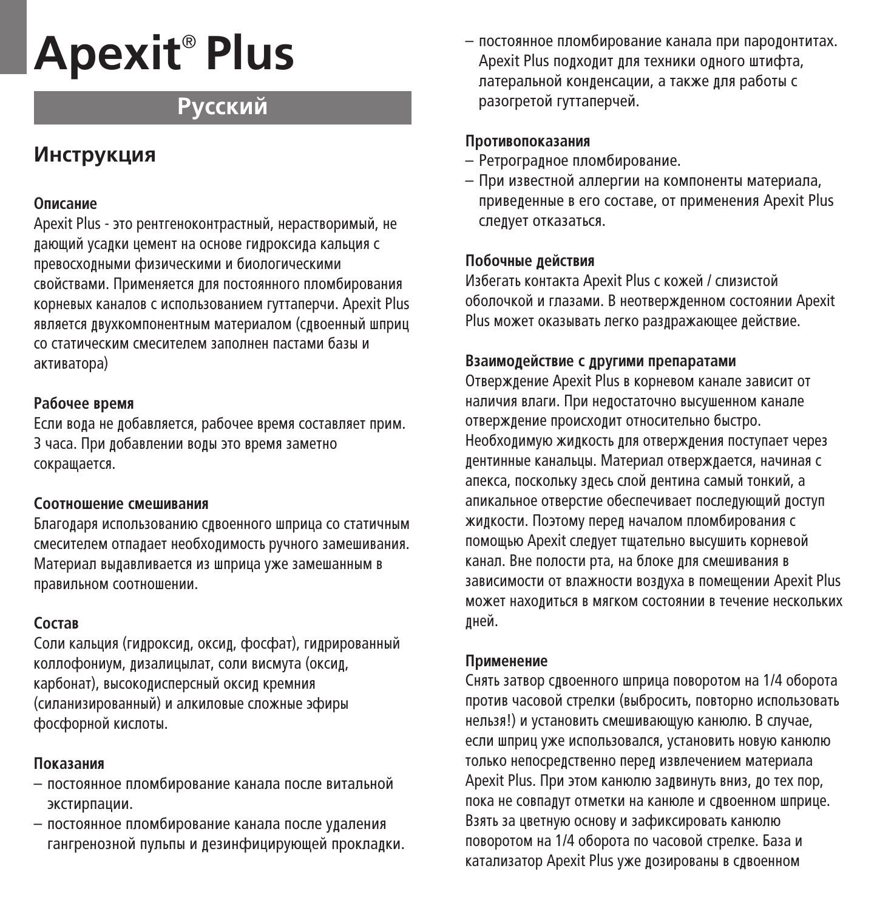# Apexit® Plus

## Русский

## Инструкция

**Описание**

Apexit Plus - это рентгеноконтрастный, нерастворимый, не дающий усадки цемент на основе гидроксида кальция с превосходными физическими и биологическими свойствами. Применяется для постоянного пломбирования корневых каналов с использованием гуттаперчи. Apexit Plus является двухкомпонентным материалом (сдвоенный шприц со статическим смесителем заполнен пастами базы и активатора)

**Рабочее время**

Если вода не добавляется, рабочее время составляет прим. 3 часа. При добавлении воды это время заметно сокращается.

**Соотношение смешивания**

Благодаря использованию сдвоенного шприца со статичным смесителем отпадает необходимость ручного замешивания. Материал выдавливается из шприца уже замешанным в правильном соотношении.

**Состав**

Соли кальция (гидроксид, оксид, фосфат), гидрированный коллофониум, дизалицылат, соли висмута (оксид, карбонат), высокодисперсный оксид кремния (силанизированный) и алкиловые сложные эфиры фосфорной кислоты.

**Показания**

- постоянное пломбирование канала после витальной экстирпации.
- постоянное пломбирование канала после удаления гангренозной пульпы и дезинфицирующей прокладки.
- постоянное пломбирование канала при пародонтитах. Apexit Plus подходит для техники одного штифта, латеральной конденсации, а также для работы с разогретой гуттаперчей.

**Противопоказания**

- Ретроградное пломбирование.
- При известной аллергии на компоненты материала, приведенные в его составе, от применения Apexit Plus следует отказаться.

**Побочные действия**

Избегать контакта Apexit Plus с кожей / слизистой оболочкой и глазами. В неотвержденном состоянии Apexit Plus может оказывать легко раздражающее действие.

**Взаимодействие с другими препаратами**

Отверждение Apexit Plus в корневом канале зависит от наличия влаги. При недостаточно высушенном канале отверждение происходит относительно быстро. Необходимую жидкость для отверждения поступает через дентинные канальцы. Материал отверждается, начиная с апекса, поскольку здесь слой дентина самый тонкий, а апикальное отверстие обеспечивает последующий доступ жидкости. Поэтому перед началом пломбирования с помощью Apexit следует тщательно высушить корневой канал. Вне полости рта, на блоке для смешивания в зависимости от влажности воздуха в помещении Apexit Plus может находиться в мягком состоянии в течение нескольких дней.

**Применение**

Снять затвор сдвоенного шприца поворотом на 1/4 оборота против часовой стрелки (выбросить, повторно использовать нельзя!) и установить смешивающую канюлю. В случае, если шприц уже использовался, установить новую канюлю только непосредственно перед извлечением материала Apexit Plus. При этом канюлю задвинуть вниз, до тех пор, пока не совпадут отметки на канюле и сдвоенном шприце. Взять за цветную основу и зафиксировать канюлю поворотом на 1/4 оборота по часовой стрелке. База и катализатор Apexit Plus уже дозированы в сдвоенном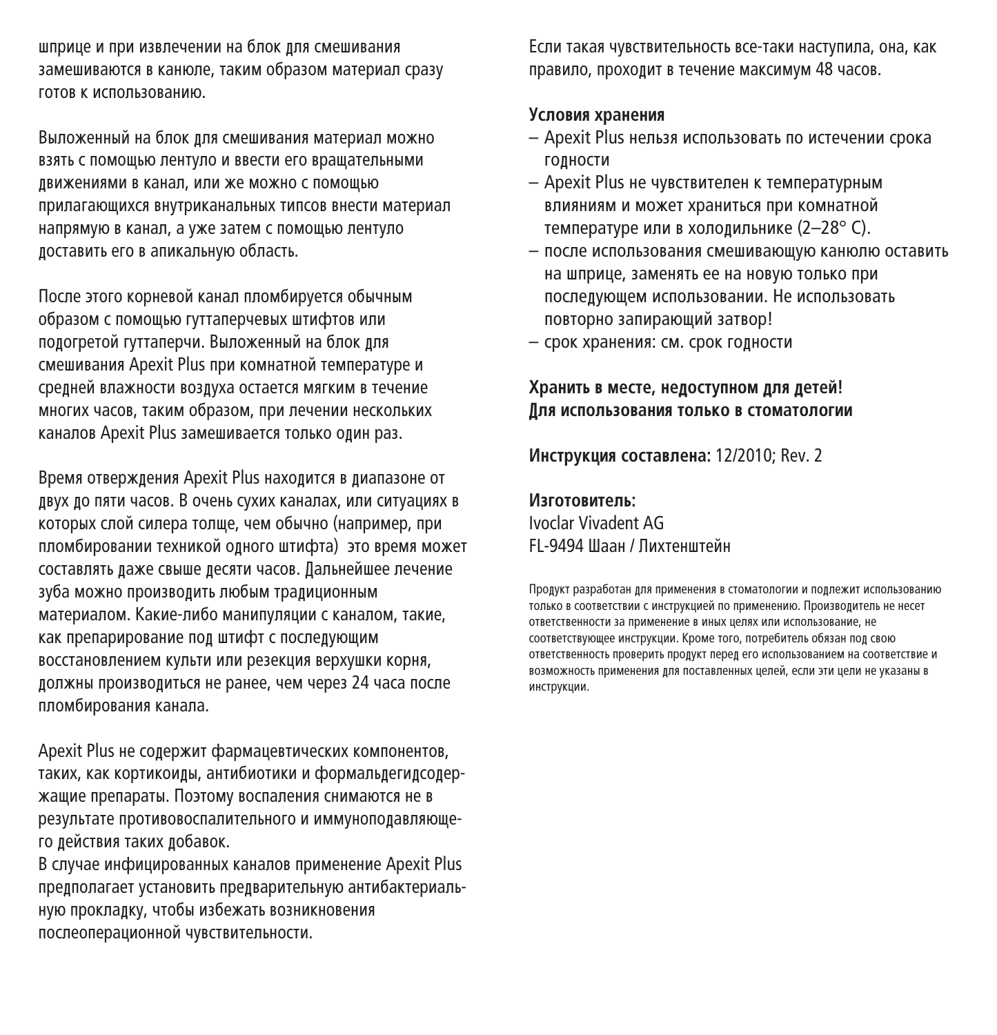шприце и при извлечении на блок для смешивания замешиваются в канюле, таким образом материал сразу готов к использованию.

Выложенный на блок для смешивания материал можно взять с помощью лентуло и ввести его вращательными движениями в канал, или же можно с помощью прилагающихся внутриканальных типсов внести материал напрямую в канал, а уже затем с помощью лентуло доставить его в апикальную область.

После этого корневой канал пломбируется обычным образом с помощью гуттаперчевых штифтов или подогретой гуттаперчи. Выложенный на блок для смешивания Apexit Plus при комнатной температуре и средней влажности воздуха остается мягким в течение многих часов, таким образом, при лечении нескольких каналов Apexit Plus замешивается только один раз.

Время отверждения Apexit Plus находится в диапазоне от двух до пяти часов. В очень сухих каналах, или ситуациях в которых слой силера толще, чем обычно (например, при пломбировании техникой одного штифта)  это время может составлять даже свыше десяти часов. Дальнейшее лечение зуба можно производить любым традиционным материалом. Какие-либо манипуляции с каналом, такие, как препарирование под штифт с последующим восстановлением культи или резекция верхушки корня, должны производиться не ранее, чем через 24 часа после пломбирования канала.

Apexit Plus не содержит фармацевтических компонентов, таких, как кортикоиды, антибиотики и формальдегидсодержащие препараты. Поэтому воспаления снимаются не в результате противовоспалительного и иммуноподавляющего действия таких добавок.
В случае инфицированных каналов применение Apexit Plus предполагает установить предварительную антибактериальную прокладку, чтобы избежать возникновения послеоперационной чувствительности.

Если такая чувствительность все-таки наступила, она, как правило, проходит в течение максимум 48 часов.

**Условия хранения**

- Apexit Plus нельзя использовать по истечении срока годности
- Apexit Plus не чувствителен к температурным влияниям и может храниться при комнатной температуре или в холодильнике (2–28° C).
- после использования смешивающую канюлю оставить на шприце, заменять ее на новую только при последующем использовании. Не использовать повторно запирающий затвор!
- срок хранения: см. срок годности

**Хранить в месте, недоступном для детей!**
**Для использования только в стоматологии**

**Инструкция составлена:** 12/2010; Rev. 2

**Изготовитель:**
Ivoclar Vivadent AG
FL-9494 Шаан / Лихтенштейн

Продукт разработан для применения в стоматологии и подлежит использованию только в соответствии с инструкцией по применению. Производитель не несет ответственности за применение в иных целях или использование, не соответствующее инструкции. Кроме того, потребитель обязан под свою ответственность проверить продукт перед его использованием на соответствие и возможность применения для поставленных целей, если эти цели не указаны в инструкции.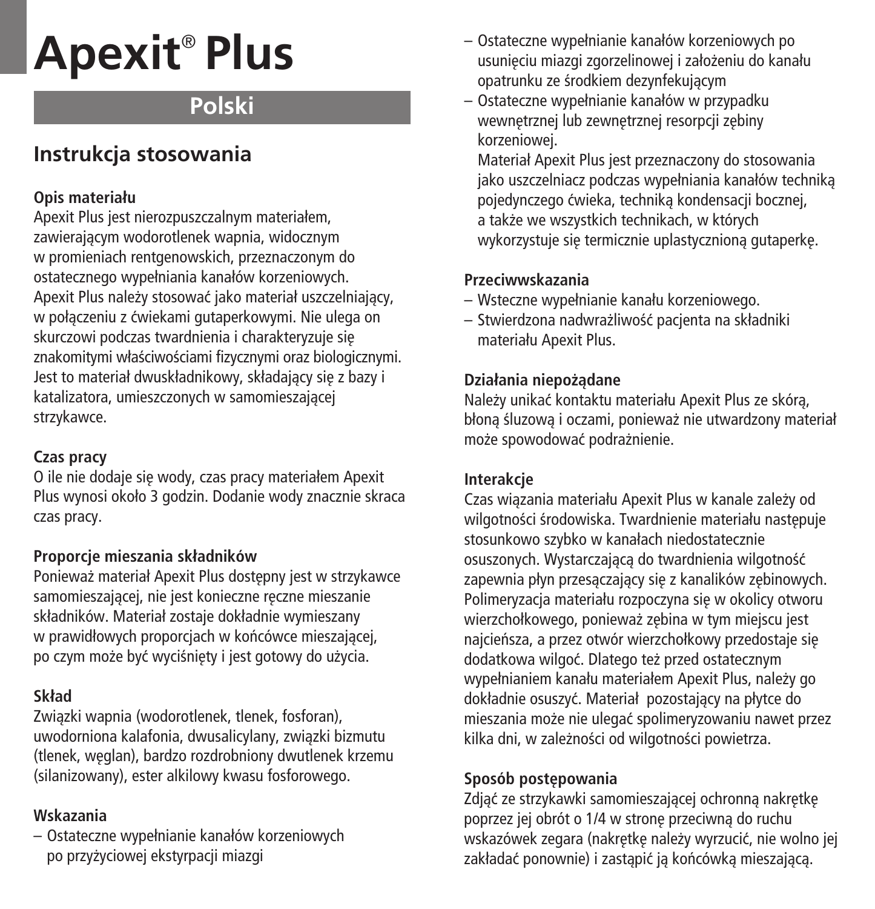# Apexit® Plus

## Polski

## Instrukcja stosowania

**Opis materiału**

Apexit Plus jest nierozpuszczalnym materiałem, zawierającym wodorotlenek wapnia, widocznym w promieniach rentgenowskich, przeznaczonym do ostatecznego wypełniania kanałów korzeniowych. Apexit Plus należy stosować jako materiał uszczelniający, w połączeniu z ćwiekami gutaperkowymi. Nie ulega on skurczowi podczas twardnienia i charakteryzuje się znakomitymi właściwościami fizycznymi oraz biologicznymi. Jest to materiał dwuskładnikowy, składający się z bazy i katalizatora, umieszczonych w samomieszającej strzykawce.

**Czas pracy**

O ile nie dodaje się wody, czas pracy materiałem Apexit Plus wynosi około 3 godzin. Dodanie wody znacznie skraca czas pracy.

**Proporcje mieszania składników**

Ponieważ materiał Apexit Plus dostępny jest w strzykawce samomieszającej, nie jest konieczne ręczne mieszanie składników. Materiał zostaje dokładnie wymieszany w prawidłowych proporcjach w końcówce mieszającej, po czym może być wyciśnięty i jest gotowy do użycia.

**Skład**

Związki wapnia (wodorotlenek, tlenek, fosforan), uwodorniona kalafonia, dwusalicylany, związki bizmutu (tlenek, węglan), bardzo rozdrobniony dwutlenek krzemu (silanizowany), ester alkilowy kwasu fosforowego.

**Wskazania**

- Ostateczne wypełnianie kanałów korzeniowych po przyżyciowej ekstyrpacji miazgi
- Ostateczne wypełnianie kanałów korzeniowych po usunięciu miazgi zgorzelinowej i założeniu do kanału opatrunku ze środkiem dezynfekującym
- Ostateczne wypełnianie kanałów w przypadku wewnętrznej lub zewnętrznej resorpcji zębiny korzeniowej.

  Materiał Apexit Plus jest przeznaczony do stosowania jako uszczelniacz podczas wypełniania kanałów techniką pojedynczego ćwieka, techniką kondensacji bocznej, a także we wszystkich technikach, w których wykorzystuje się termicznie uplastycznioną gutaperkę.

**Przeciwwskazania**

- Wsteczne wypełnianie kanału korzeniowego.
- Stwierdzona nadwrażliwość pacjenta na składniki materiału Apexit Plus.

**Działania niepożądane**

Należy unikać kontaktu materiału Apexit Plus ze skórą, błoną śluzową i oczami, ponieważ nie utwardzony materiał może spowodować podrażnienie.

**Interakcje**

Czas wiązania materiału Apexit Plus w kanale zależy od wilgotności środowiska. Twardnienie materiału następuje stosunkowo szybko w kanałach niedostatecznie osuszonych. Wystarczającą do twardnienia wilgotność zapewnia płyn przesączający się z kanalików zębinowych. Polimeryzacja materiału rozpoczyna się w okolicy otworu wierzchołkowego, ponieważ zębina w tym miejscu jest najcieńsza, a przez otwór wierzchołkowy przedostaje się dodatkowa wilgoć. Dlatego też przed ostatecznym wypełnianiem kanału materiałem Apexit Plus, należy go dokładnie osuszyć. Materiał pozostający na płytce do mieszania może nie ulegać spolimeryzowaniu nawet przez kilka dni, w zależności od wilgotności powietrza.

**Sposób postępowania**

Zdjąć ze strzykawki samomieszającej ochronną nakrętkę poprzez jej obrót o 1/4 w stronę przeciwną do ruchu wskazówek zegara (nakrętkę należy wyrzucić, nie wolno jej zakładać ponownie) i zastąpić ją końcówką mieszającą.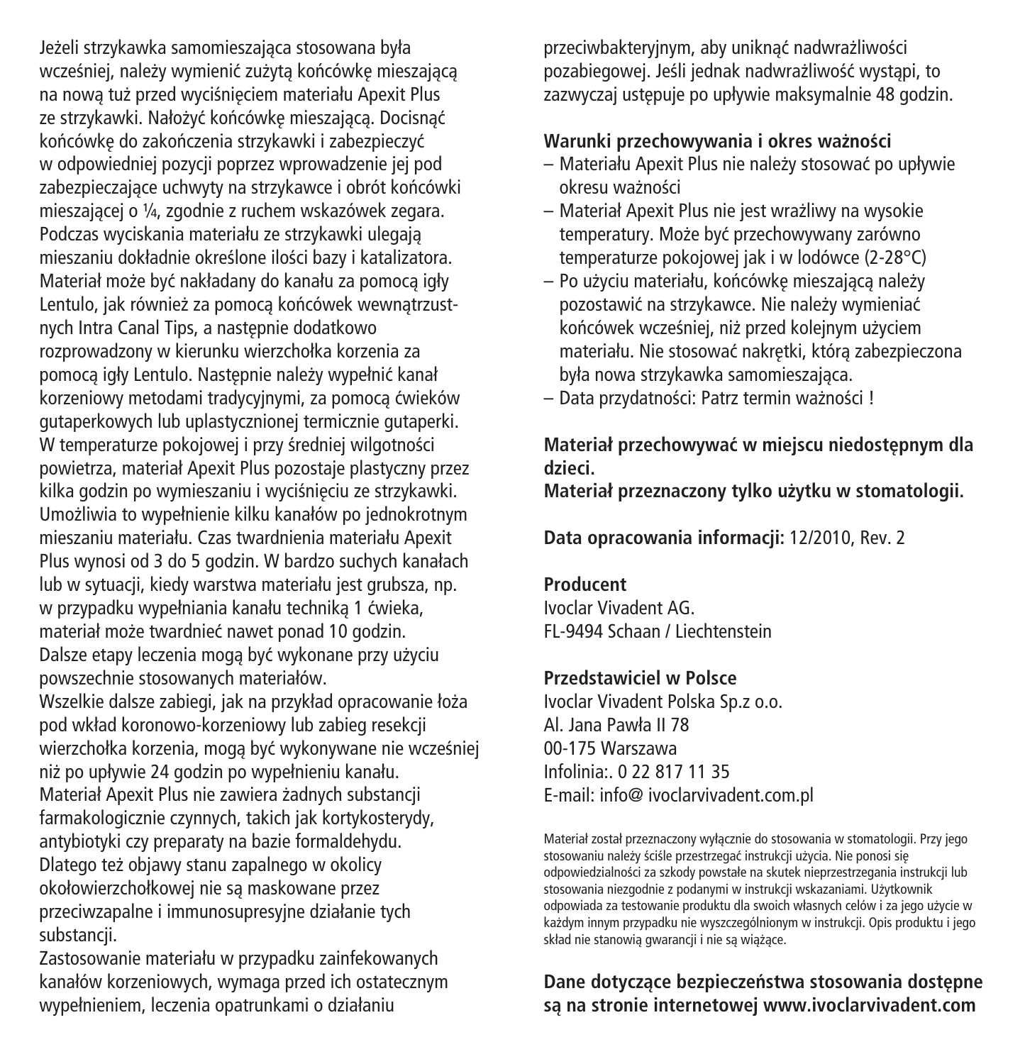Jeżeli strzykawka samomieszająca stosowana była wcześniej, należy wymienić zużytą końcówkę mieszającą na nową tuż przed wyciśnięciem materiału Apexit Plus ze strzykawki. Nałożyć końcówkę mieszającą. Docisnąć końcówkę do zakończenia strzykawki i zabezpieczyć w odpowiedniej pozycji poprzez wprowadzenie jej pod zabezpieczające uchwyty na strzykawce i obrót końcówki mieszającej o ¼, zgodnie z ruchem wskazówek zegara. Podczas wyciskania materiału ze strzykawki ulegają mieszaniu dokładnie określone ilości bazy i katalizatora. Materiał może być nakładany do kanału za pomocą igły Lentulo, jak również za pomocą końcówek wewnątrzustnych Intra Canal Tips, a następnie dodatkowo rozprowadzony w kierunku wierzchołka korzenia za pomocą igły Lentulo. Następnie należy wypełnić kanał korzeniowy metodami tradycyjnymi, za pomocą ćwieków gutaperkowych lub uplastycznionej termicznie gutaperki. W temperaturze pokojowej i przy średniej wilgotności powietrza, materiał Apexit Plus pozostaje plastyczny przez kilka godzin po wymieszaniu i wyciśnięciu ze strzykawki. Umożliwia to wypełnienie kilku kanałów po jednokrotnym mieszaniu materiału. Czas twardnienia materiału Apexit Plus wynosi od 3 do 5 godzin. W bardzo suchych kanałach lub w sytuacji, kiedy warstwa materiału jest grubsza, np. w przypadku wypełniania kanału techniką 1 ćwieka, materiał może twardnieć nawet ponad 10 godzin. Dalsze etapy leczenia mogą być wykonane przy użyciu powszechnie stosowanych materiałów.
Wszelkie dalsze zabiegi, jak na przykład opracowanie łoża pod wkład koronowo-korzeniowy lub zabieg resekcji wierzchołka korzenia, mogą być wykonywane nie wcześniej niż po upływie 24 godzin po wypełnieniu kanału.
Materiał Apexit Plus nie zawiera żadnych substancji farmakologicznie czynnych, takich jak kortykosterydy, antybiotyki czy preparaty na bazie formaldehydu. Dlatego też objawy stanu zapalnego w okolicy okołowierzchołkowej nie są maskowane przez przeciwzapalne i immunosupresyjne działanie tych substancji.
Zastosowanie materiału w przypadku zainfekowanych kanałów korzeniowych, wymaga przed ich ostatecznym wypełnieniem, leczenia opatrunkami o działaniu przeciwbakteryjnym, aby uniknąć nadwrażliwości pozabiegowej. Jeśli jednak nadwrażliwość wystąpi, to zazwyczaj ustępuje po upływie maksymalnie 48 godzin.

**Warunki przechowywania i okres ważności**

- Materiału Apexit Plus nie należy stosować po upływie okresu ważności
- Materiał Apexit Plus nie jest wrażliwy na wysokie temperatury. Może być przechowywany zarówno temperaturze pokojowej jak i w lodówce (2-28°C)
- Po użyciu materiału, końcówkę mieszającą należy pozostawić na strzykawce. Nie należy wymieniać końcówek wcześniej, niż przed kolejnym użyciem materiału. Nie stosować nakrętki, którą zabezpieczona była nowa strzykawka samomieszająca.
- Data przydatności: Patrz termin ważności !

**Materiał przechowywać w miejscu niedostępnym dla dzieci.**
**Materiał przeznaczony tylko użytku w stomatologii.**

**Data opracowania informacji:** 12/2010, Rev. 2

**Producent**
Ivoclar Vivadent AG.
FL-9494 Schaan / Liechtenstein

**Przedstawiciel w Polsce**
Ivoclar Vivadent Polska Sp.z o.o.
Al. Jana Pawła II 78
00-175 Warszawa
Infolinia:. 0 22 817 11 35
E-mail: info@ ivoclarvivadent.com.pl

Materiał został przeznaczony wyłącznie do stosowania w stomatologii. Przy jego stosowaniu należy ściśle przestrzegać instrukcji użycia. Nie ponosi się odpowiedzialności za szkody powstałe na skutek nieprzestrzegania instrukcji lub stosowania niezgodnie z podanymi w instrukcji wskazaniami. Użytkownik odpowiada za testowanie produktu dla swoich własnych celów i za jego użycie w każdym innym przypadku nie wyszczególnionym w instrukcji. Opis produktu i jego skład nie stanowią gwarancji i nie są wiążące.

**Dane dotyczące bezpieczeństwa stosowania dostępne są na stronie internetowej www.ivoclarvivadent.com**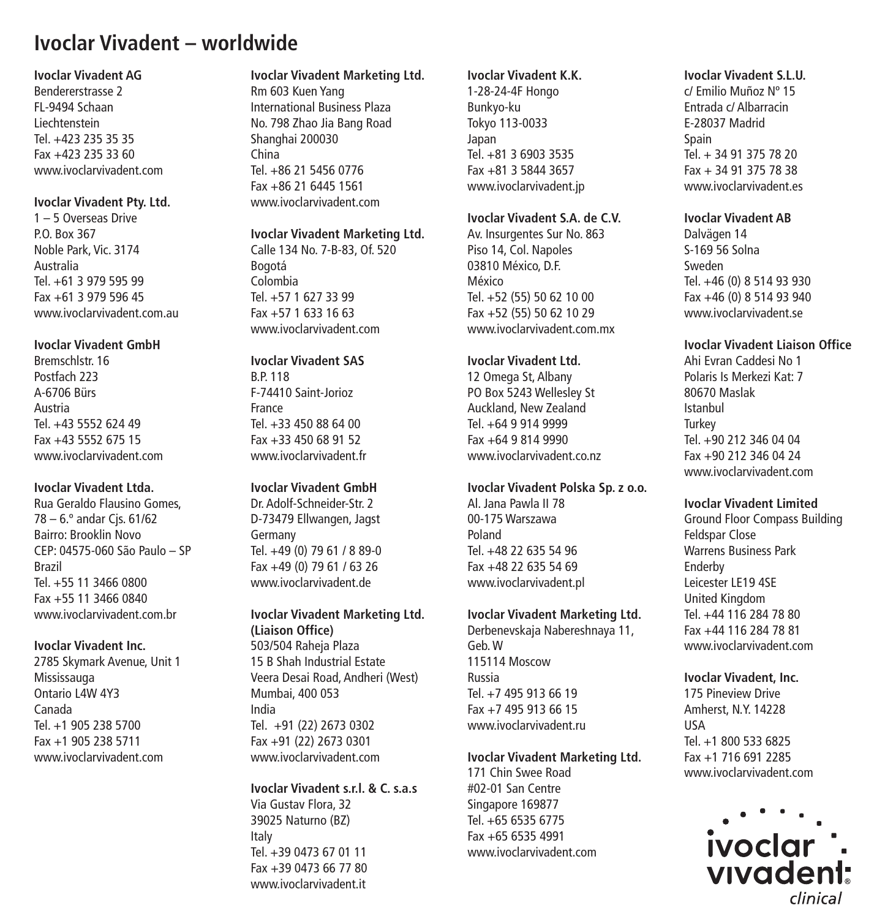# Ivoclar Vivadent – worldwide

**Ivoclar Vivadent AG**
Bendererstrasse 2
FL-9494 Schaan
Liechtenstein
Tel. +423 235 35 35
Fax +423 235 33 60
www.ivoclarvivadent.com

**Ivoclar Vivadent Pty. Ltd.**
1 – 5 Overseas Drive
P.O. Box 367
Noble Park, Vic. 3174
Australia
Tel. +61 3 979 595 99
Fax +61 3 979 596 45
www.ivoclarvivadent.com.au

**Ivoclar Vivadent GmbH**
Bremschlstr. 16
Postfach 223
A-6706 Bürs
Austria
Tel. +43 5552 624 49
Fax +43 5552 675 15
www.ivoclarvivadent.com

**Ivoclar Vivadent Ltda.**
Rua Geraldo Flausino Gomes,
78 – 6.º andar Cjs. 61/62
Bairro: Brooklin Novo
CEP: 04575-060 São Paulo – SP
Brazil
Tel. +55 11 3466 0800
Fax +55 11 3466 0840
www.ivoclarvivadent.com.br

**Ivoclar Vivadent Inc.**
2785 Skymark Avenue, Unit 1
Mississauga
Ontario L4W 4Y3
Canada
Tel. +1 905 238 5700
Fax +1 905 238 5711
www.ivoclarvivadent.com

**Ivoclar Vivadent Marketing Ltd.**
Rm 603 Kuen Yang
International Business Plaza
No. 798 Zhao Jia Bang Road
Shanghai 200030
China
Tel. +86 21 5456 0776
Fax +86 21 6445 1561
www.ivoclarvivadent.com

**Ivoclar Vivadent Marketing Ltd.**
Calle 134 No. 7-B-83, Of. 520
Bogotá
Colombia
Tel. +57 1 627 33 99
Fax +57 1 633 16 63
www.ivoclarvivadent.com

**Ivoclar Vivadent SAS**
B.P. 118
F-74410 Saint-Jorioz
France
Tel. +33 450 88 64 00
Fax +33 450 68 91 52
www.ivoclarvivadent.fr

**Ivoclar Vivadent GmbH**
Dr. Adolf-Schneider-Str. 2
D-73479 Ellwangen, Jagst
Germany
Tel. +49 (0) 79 61 / 8 89-0
Fax +49 (0) 79 61 / 63 26
www.ivoclarvivadent.de

**Ivoclar Vivadent Marketing Ltd. (Liaison Office)**
503/504 Raheja Plaza
15 B Shah Industrial Estate
Veera Desai Road, Andheri (West)
Mumbai, 400 053
India
Tel. +91 (22) 2673 0302
Fax +91 (22) 2673 0301
www.ivoclarvivadent.com

**Ivoclar Vivadent s.r.l. & C. s.a.s**
Via Gustav Flora, 32
39025 Naturno (BZ)
Italy
Tel. +39 0473 67 01 11
Fax +39 0473 66 77 80
www.ivoclarvivadent.it

**Ivoclar Vivadent K.K.**
1-28-24-4F Hongo
Bunkyo-ku
Tokyo 113-0033
Japan
Tel. +81 3 6903 3535
Fax +81 3 5844 3657
www.ivoclarvivadent.jp

**Ivoclar Vivadent S.A. de C.V.**
Av. Insurgentes Sur No. 863
Piso 14, Col. Napoles
03810 México, D.F.
México
Tel. +52 (55) 50 62 10 00
Fax +52 (55) 50 62 10 29
www.ivoclarvivadent.com.mx

**Ivoclar Vivadent Ltd.**
12 Omega St, Albany
PO Box 5243 Wellesley St
Auckland, New Zealand
Tel. +64 9 914 9999
Fax +64 9 814 9990
www.ivoclarvivadent.co.nz

**Ivoclar Vivadent Polska Sp. z o.o.**
Al. Jana Pawla II 78
00-175 Warszawa
Poland
Tel. +48 22 635 54 96
Fax +48 22 635 54 69
www.ivoclarvivadent.pl

**Ivoclar Vivadent Marketing Ltd.**
Derbenevskaja Nabereshnaya 11,
Geb. W
115114 Moscow
Russia
Tel. +7 495 913 66 19
Fax +7 495 913 66 15
www.ivoclarvivadent.ru

**Ivoclar Vivadent Marketing Ltd.**
171 Chin Swee Road
#02-01 San Centre
Singapore 169877
Tel. +65 6535 6775
Fax +65 6535 4991
www.ivoclarvivadent.com

**Ivoclar Vivadent S.L.U.**
c/ Emilio Muñoz Nº 15
Entrada c/ Albarracin
E-28037 Madrid
Spain
Tel. + 34 91 375 78 20
Fax + 34 91 375 78 38
www.ivoclarvivadent.es

**Ivoclar Vivadent AB**
Dalvägen 14
S-169 56 Solna
Sweden
Tel. +46 (0) 8 514 93 930
Fax +46 (0) 8 514 93 940
www.ivoclarvivadent.se

**Ivoclar Vivadent Liaison Office**
Ahi Evran Caddesi No 1
Polaris Is Merkezi Kat: 7
80670 Maslak
Istanbul
Turkey
Tel. +90 212 346 04 04
Fax +90 212 346 04 24
www.ivoclarvivadent.com

**Ivoclar Vivadent Limited**
Ground Floor Compass Building
Feldspar Close
Warrens Business Park
Enderby
Leicester LE19 4SE
United Kingdom
Tel. +44 116 284 78 80
Fax +44 116 284 78 81
www.ivoclarvivadent.com

**Ivoclar Vivadent, Inc.**
175 Pineview Drive
Amherst, N.Y. 14228
USA
Tel. +1 800 533 6825
Fax +1 716 691 2285
www.ivoclarvivadent.com

ivoclar vivadent® clinical